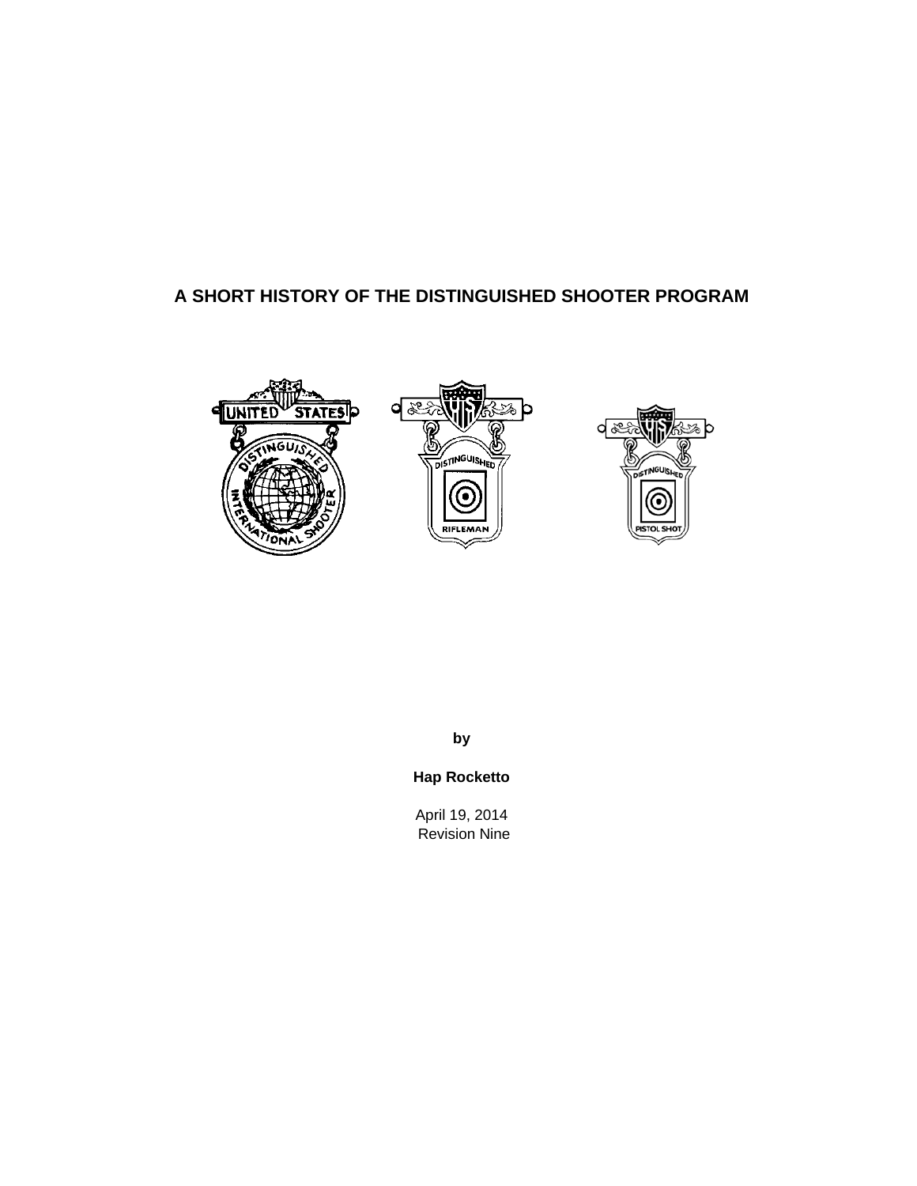# A SHORT HISTORY OF THE DISTINGUISHED SHOOTER PROGRAM

**by**

**Hap Rocketto**

April 19, 2014

Revision Nine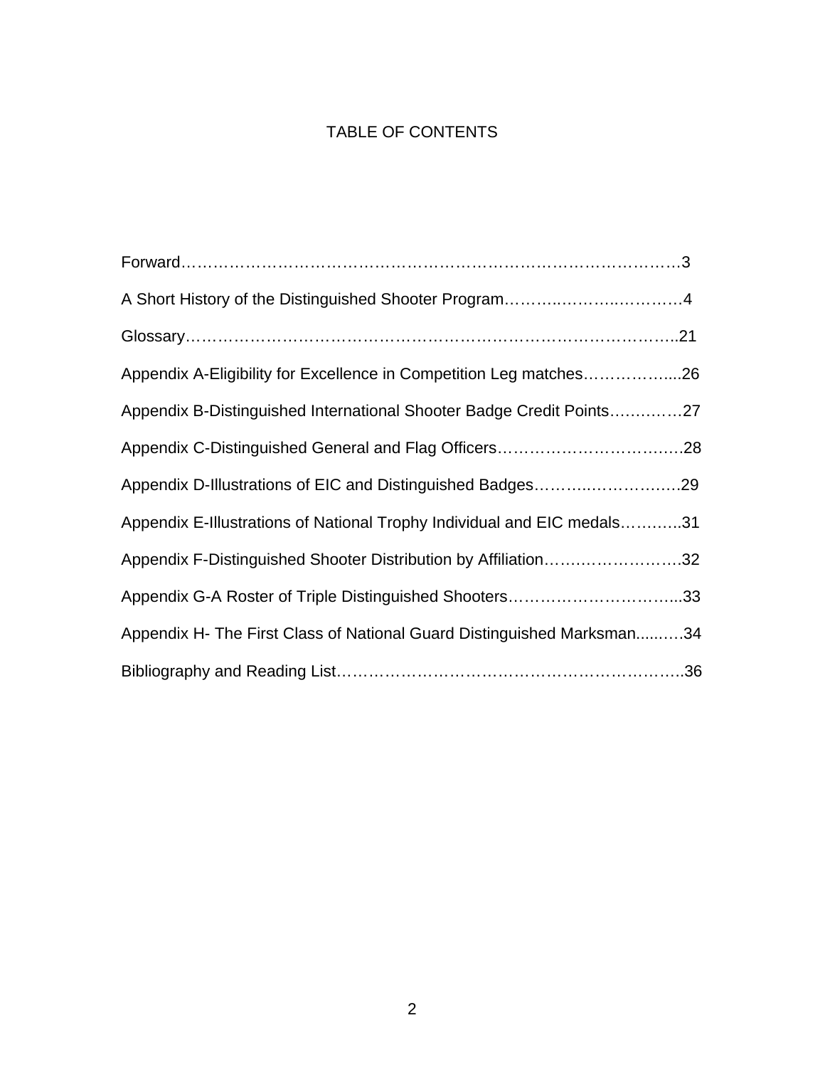# TABLE OF CONTENTS

Forward……………………………………………………………………………………3

A Short History of the Distinguished Shooter Program…………………………………4

Glossary……………………………………………………………………………………21

Appendix A-Eligibility for Excellence in Competition Leg matches……………….26

Appendix B-Distinguished International Shooter Badge Credit Points………….27

Appendix C-Distinguished General and Flag Officers………………………………28

Appendix D-Illustrations of EIC and Distinguished Badges………………………29

Appendix E-Illustrations of National Trophy Individual and EIC medals………..31

Appendix F-Distinguished Shooter Distribution by Affiliation…………………….32

Appendix G-A Roster of Triple Distinguished Shooters…………………………...33

Appendix H- The First Class of National Guard Distinguished Marksman……….34

Bibliography and Reading List………………………………………………………..36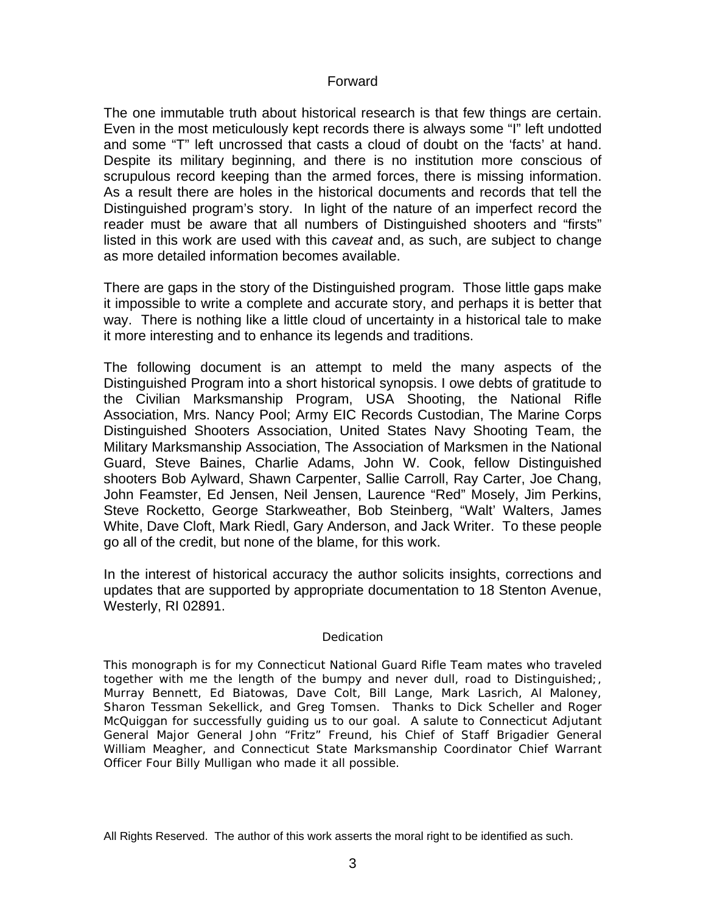# Forward

The one immutable truth about historical research is that few things are certain. Even in the most meticulously kept records there is always some "I" left undotted and some "T" left uncrossed that casts a cloud of doubt on the 'facts' at hand. Despite its military beginning, and there is no institution more conscious of scrupulous record keeping than the armed forces, there is missing information. As a result there are holes in the historical documents and records that tell the Distinguished program's story. In light of the nature of an imperfect record the reader must be aware that all numbers of Distinguished shooters and "firsts" listed in this work are used with this *caveat* and, as such, are subject to change as more detailed information becomes available.

There are gaps in the story of the Distinguished program. Those little gaps make it impossible to write a complete and accurate story, and perhaps it is better that way. There is nothing like a little cloud of uncertainty in a historical tale to make it more interesting and to enhance its legends and traditions.

The following document is an attempt to meld the many aspects of the Distinguished Program into a short historical synopsis. I owe debts of gratitude to the Civilian Marksmanship Program, USA Shooting, the National Rifle Association, Mrs. Nancy Pool; Army EIC Records Custodian, The Marine Corps Distinguished Shooters Association, United States Navy Shooting Team, the Military Marksmanship Association, The Association of Marksmen in the National Guard, Steve Baines, Charlie Adams, John W. Cook, fellow Distinguished shooters Bob Aylward, Shawn Carpenter, Sallie Carroll, Ray Carter, Joe Chang, John Feamster, Ed Jensen, Neil Jensen, Laurence "Red" Mosely, Jim Perkins, Steve Rocketto, George Starkweather, Bob Steinberg, "Walt' Walters, James White, Dave Cloft, Mark Riedl, Gary Anderson, and Jack Writer. To these people go all of the credit, but none of the blame, for this work.

In the interest of historical accuracy the author solicits insights, corrections and updates that are supported by appropriate documentation to 18 Stenton Avenue, Westerly, RI 02891.

## Dedication

This monograph is for my Connecticut National Guard Rifle Team mates who traveled together with me the length of the bumpy and never dull, road to Distinguished;, Murray Bennett, Ed Biatowas, Dave Colt, Bill Lange, Mark Lasrich, Al Maloney, Sharon Tessman Sekellick, and Greg Tomsen. Thanks to Dick Scheller and Roger McQuiggan for successfully guiding us to our goal. A salute to Connecticut Adjutant General Major General John "Fritz" Freund, his Chief of Staff Brigadier General William Meagher, and Connecticut State Marksmanship Coordinator Chief Warrant Officer Four Billy Mulligan who made it all possible.

All Rights Reserved. The author of this work asserts the moral right to be identified as such.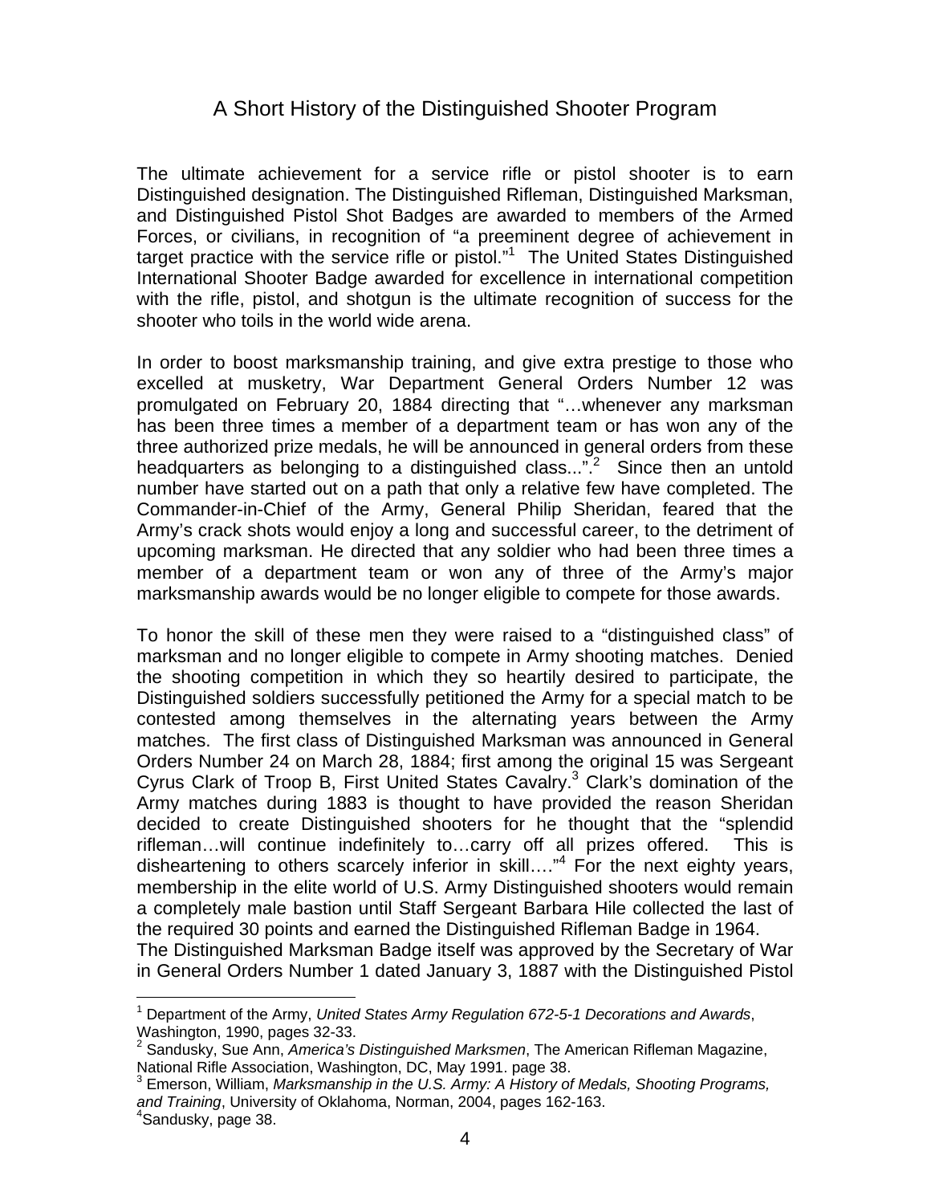# A Short History of the Distinguished Shooter Program

The ultimate achievement for a service rifle or pistol shooter is to earn Distinguished designation. The Distinguished Rifleman, Distinguished Marksman, and Distinguished Pistol Shot Badges are awarded to members of the Armed Forces, or civilians, in recognition of "a preeminent degree of achievement in target practice with the service rifle or pistol."[1] The United States Distinguished International Shooter Badge awarded for excellence in international competition with the rifle, pistol, and shotgun is the ultimate recognition of success for the shooter who toils in the world wide arena.

In order to boost marksmanship training, and give extra prestige to those who excelled at musketry, War Department General Orders Number 12 was promulgated on February 20, 1884 directing that "…whenever any marksman has been three times a member of a department team or has won any of the three authorized prize medals, he will be announced in general orders from these headquarters as belonging to a distinguished class...".[2] Since then an untold number have started out on a path that only a relative few have completed. The Commander-in-Chief of the Army, General Philip Sheridan, feared that the Army's crack shots would enjoy a long and successful career, to the detriment of upcoming marksman. He directed that any soldier who had been three times a member of a department team or won any of three of the Army's major marksmanship awards would be no longer eligible to compete for those awards.

To honor the skill of these men they were raised to a "distinguished class" of marksman and no longer eligible to compete in Army shooting matches. Denied the shooting competition in which they so heartily desired to participate, the Distinguished soldiers successfully petitioned the Army for a special match to be contested among themselves in the alternating years between the Army matches. The first class of Distinguished Marksman was announced in General Orders Number 24 on March 28, 1884; first among the original 15 was Sergeant Cyrus Clark of Troop B, First United States Cavalry.[3] Clark's domination of the Army matches during 1883 is thought to have provided the reason Sheridan decided to create Distinguished shooters for he thought that the "splendid rifleman…will continue indefinitely to…carry off all prizes offered. This is disheartening to others scarcely inferior in skill…."[4] For the next eighty years, membership in the elite world of U.S. Army Distinguished shooters would remain a completely male bastion until Staff Sergeant Barbara Hile collected the last of the required 30 points and earned the Distinguished Rifleman Badge in 1964.
The Distinguished Marksman Badge itself was approved by the Secretary of War in General Orders Number 1 dated January 3, 1887 with the Distinguished Pistol

---

[1] Department of the Army, *United States Army Regulation 672-5-1 Decorations and Awards*, Washington, 1990, pages 32-33.
[2] Sandusky, Sue Ann, *America's Distinguished Marksmen*, The American Rifleman Magazine, National Rifle Association, Washington, DC, May 1991. page 38.
[3] Emerson, William, *Marksmanship in the U.S. Army: A History of Medals, Shooting Programs, and Training*, University of Oklahoma, Norman, 2004, pages 162-163.
[4] Sandusky, page 38.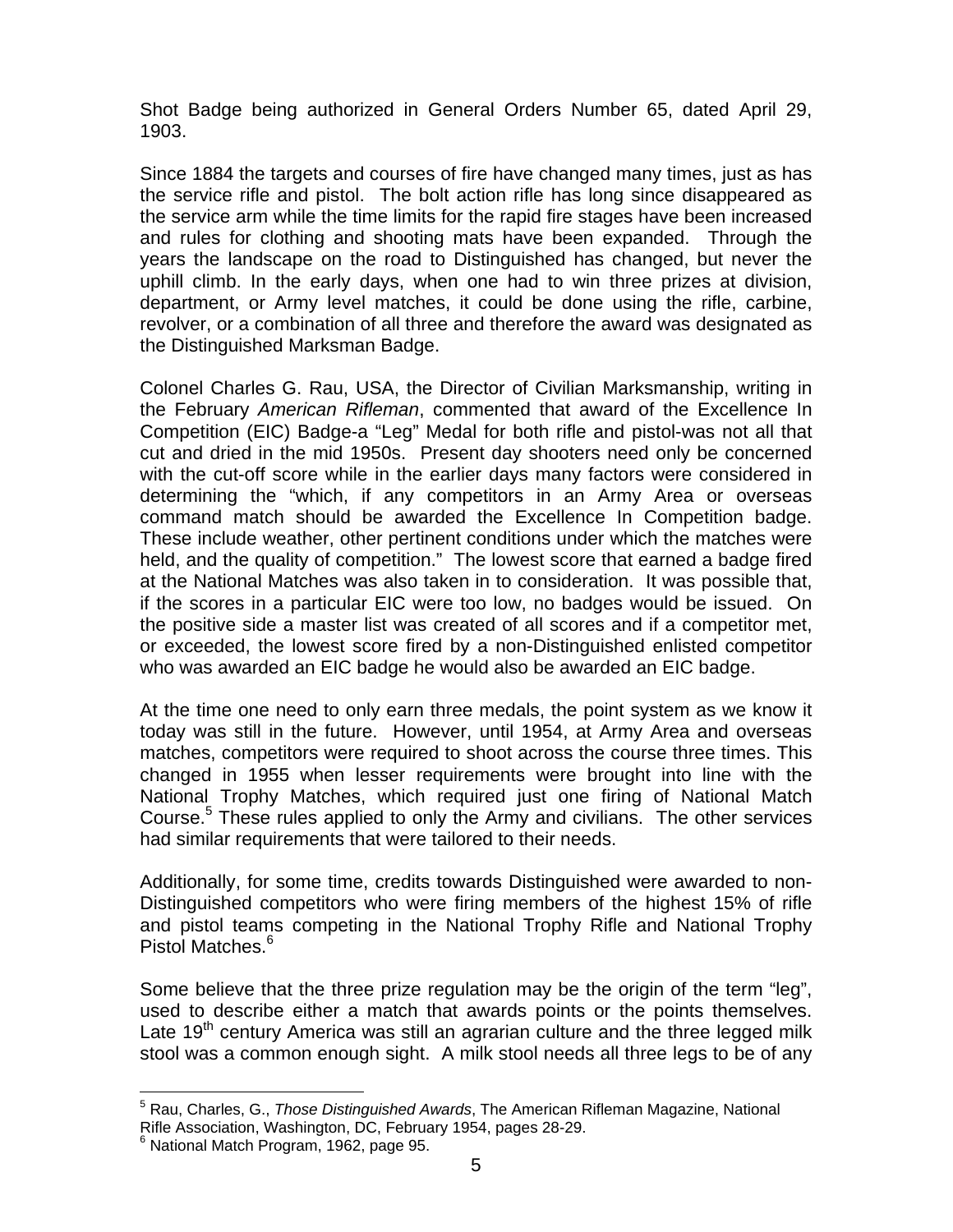Shot Badge being authorized in General Orders Number 65, dated April 29, 1903.

Since 1884 the targets and courses of fire have changed many times, just as has the service rifle and pistol. The bolt action rifle has long since disappeared as the service arm while the time limits for the rapid fire stages have been increased and rules for clothing and shooting mats have been expanded. Through the years the landscape on the road to Distinguished has changed, but never the uphill climb. In the early days, when one had to win three prizes at division, department, or Army level matches, it could be done using the rifle, carbine, revolver, or a combination of all three and therefore the award was designated as the Distinguished Marksman Badge.

Colonel Charles G. Rau, USA, the Director of Civilian Marksmanship, writing in the February *American Rifleman*, commented that award of the Excellence In Competition (EIC) Badge-a "Leg" Medal for both rifle and pistol-was not all that cut and dried in the mid 1950s. Present day shooters need only be concerned with the cut-off score while in the earlier days many factors were considered in determining the "which, if any competitors in an Army Area or overseas command match should be awarded the Excellence In Competition badge. These include weather, other pertinent conditions under which the matches were held, and the quality of competition." The lowest score that earned a badge fired at the National Matches was also taken in to consideration. It was possible that, if the scores in a particular EIC were too low, no badges would be issued. On the positive side a master list was created of all scores and if a competitor met, or exceeded, the lowest score fired by a non-Distinguished enlisted competitor who was awarded an EIC badge he would also be awarded an EIC badge.

At the time one need to only earn three medals, the point system as we know it today was still in the future. However, until 1954, at Army Area and overseas matches, competitors were required to shoot across the course three times. This changed in 1955 when lesser requirements were brought into line with the National Trophy Matches, which required just one firing of National Match Course.[5] These rules applied to only the Army and civilians. The other services had similar requirements that were tailored to their needs.

Additionally, for some time, credits towards Distinguished were awarded to non-Distinguished competitors who were firing members of the highest 15% of rifle and pistol teams competing in the National Trophy Rifle and National Trophy Pistol Matches.[6]

Some believe that the three prize regulation may be the origin of the term "leg", used to describe either a match that awards points or the points themselves. Late 19th century America was still an agrarian culture and the three legged milk stool was a common enough sight. A milk stool needs all three legs to be of any

---

[5] Rau, Charles, G., *Those Distinguished Awards*, The American Rifleman Magazine, National Rifle Association, Washington, DC, February 1954, pages 28-29.

[6] National Match Program, 1962, page 95.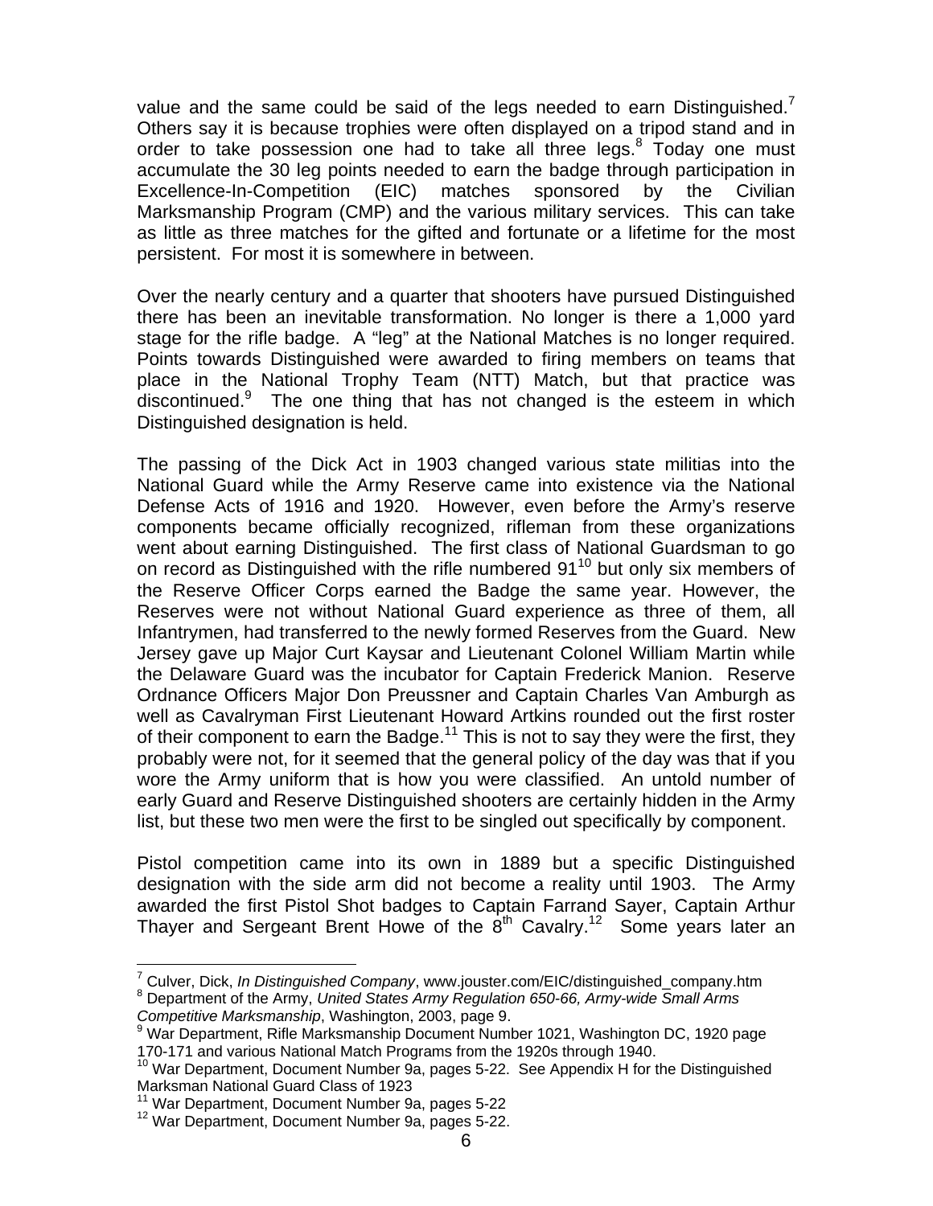value and the same could be said of the legs needed to earn Distinguished.[7] Others say it is because trophies were often displayed on a tripod stand and in order to take possession one had to take all three legs.[8] Today one must accumulate the 30 leg points needed to earn the badge through participation in Excellence-In-Competition (EIC) matches sponsored by the Civilian Marksmanship Program (CMP) and the various military services. This can take as little as three matches for the gifted and fortunate or a lifetime for the most persistent. For most it is somewhere in between.

Over the nearly century and a quarter that shooters have pursued Distinguished there has been an inevitable transformation. No longer is there a 1,000 yard stage for the rifle badge. A "leg" at the National Matches is no longer required. Points towards Distinguished were awarded to firing members on teams that place in the National Trophy Team (NTT) Match, but that practice was discontinued.[9] The one thing that has not changed is the esteem in which Distinguished designation is held.

The passing of the Dick Act in 1903 changed various state militias into the National Guard while the Army Reserve came into existence via the National Defense Acts of 1916 and 1920. However, even before the Army's reserve components became officially recognized, rifleman from these organizations went about earning Distinguished. The first class of National Guardsman to go on record as Distinguished with the rifle numbered 91[10] but only six members of the Reserve Officer Corps earned the Badge the same year. However, the Reserves were not without National Guard experience as three of them, all Infantrymen, had transferred to the newly formed Reserves from the Guard. New Jersey gave up Major Curt Kaysar and Lieutenant Colonel William Martin while the Delaware Guard was the incubator for Captain Frederick Manion. Reserve Ordnance Officers Major Don Preussner and Captain Charles Van Amburgh as well as Cavalryman First Lieutenant Howard Artkins rounded out the first roster of their component to earn the Badge.[11] This is not to say they were the first, they probably were not, for it seemed that the general policy of the day was that if you wore the Army uniform that is how you were classified. An untold number of early Guard and Reserve Distinguished shooters are certainly hidden in the Army list, but these two men were the first to be singled out specifically by component.

Pistol competition came into its own in 1889 but a specific Distinguished designation with the side arm did not become a reality until 1903. The Army awarded the first Pistol Shot badges to Captain Farrand Sayer, Captain Arthur Thayer and Sergeant Brent Howe of the 8th Cavalry.[12] Some years later an

---

[7] Culver, Dick, *In Distinguished Company*, www.jouster.com/EIC/distinguished_company.htm

[8] Department of the Army, *United States Army Regulation 650-66, Army-wide Small Arms Competitive Marksmanship*, Washington, 2003, page 9.

[9] War Department, Rifle Marksmanship Document Number 1021, Washington DC, 1920 page 170-171 and various National Match Programs from the 1920s through 1940.

[10] War Department, Document Number 9a, pages 5-22. See Appendix H for the Distinguished Marksman National Guard Class of 1923

[11] War Department, Document Number 9a, pages 5-22

[12] War Department, Document Number 9a, pages 5-22.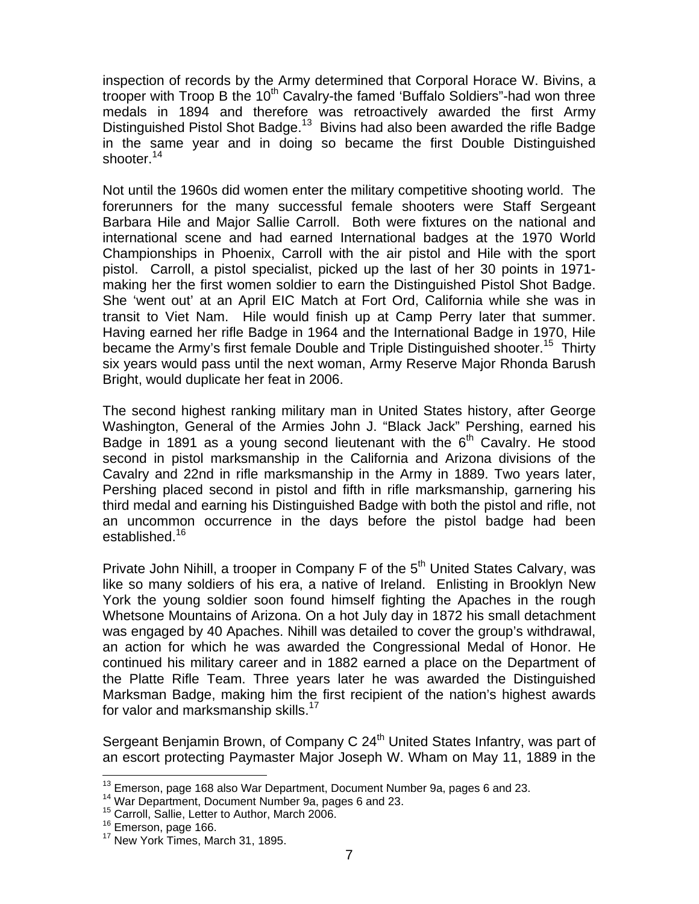inspection of records by the Army determined that Corporal Horace W. Bivins, a trooper with Troop B the 10th Cavalry-the famed 'Buffalo Soldiers"-had won three medals in 1894 and therefore was retroactively awarded the first Army Distinguished Pistol Shot Badge.[13] Bivins had also been awarded the rifle Badge in the same year and in doing so became the first Double Distinguished shooter.[14]

Not until the 1960s did women enter the military competitive shooting world. The forerunners for the many successful female shooters were Staff Sergeant Barbara Hile and Major Sallie Carroll. Both were fixtures on the national and international scene and had earned International badges at the 1970 World Championships in Phoenix, Carroll with the air pistol and Hile with the sport pistol. Carroll, a pistol specialist, picked up the last of her 30 points in 1971-making her the first women soldier to earn the Distinguished Pistol Shot Badge. She 'went out' at an April EIC Match at Fort Ord, California while she was in transit to Viet Nam. Hile would finish up at Camp Perry later that summer. Having earned her rifle Badge in 1964 and the International Badge in 1970, Hile became the Army's first female Double and Triple Distinguished shooter.[15] Thirty six years would pass until the next woman, Army Reserve Major Rhonda Barush Bright, would duplicate her feat in 2006.

The second highest ranking military man in United States history, after George Washington, General of the Armies John J. "Black Jack" Pershing, earned his Badge in 1891 as a young second lieutenant with the 6th Cavalry. He stood second in pistol marksmanship in the California and Arizona divisions of the Cavalry and 22nd in rifle marksmanship in the Army in 1889. Two years later, Pershing placed second in pistol and fifth in rifle marksmanship, garnering his third medal and earning his Distinguished Badge with both the pistol and rifle, not an uncommon occurrence in the days before the pistol badge had been established.[16]

Private John Nihill, a trooper in Company F of the 5th United States Calvary, was like so many soldiers of his era, a native of Ireland. Enlisting in Brooklyn New York the young soldier soon found himself fighting the Apaches in the rough Whetsone Mountains of Arizona. On a hot July day in 1872 his small detachment was engaged by 40 Apaches. Nihill was detailed to cover the group's withdrawal, an action for which he was awarded the Congressional Medal of Honor. He continued his military career and in 1882 earned a place on the Department of the Platte Rifle Team. Three years later he was awarded the Distinguished Marksman Badge, making him the first recipient of the nation's highest awards for valor and marksmanship skills.[17]

Sergeant Benjamin Brown, of Company C 24th United States Infantry, was part of an escort protecting Paymaster Major Joseph W. Wham on May 11, 1889 in the

---

[13] Emerson, page 168 also War Department, Document Number 9a, pages 6 and 23.

[14] War Department, Document Number 9a, pages 6 and 23.

[15] Carroll, Sallie, Letter to Author, March 2006.

[16] Emerson, page 166.

[17] New York Times, March 31, 1895.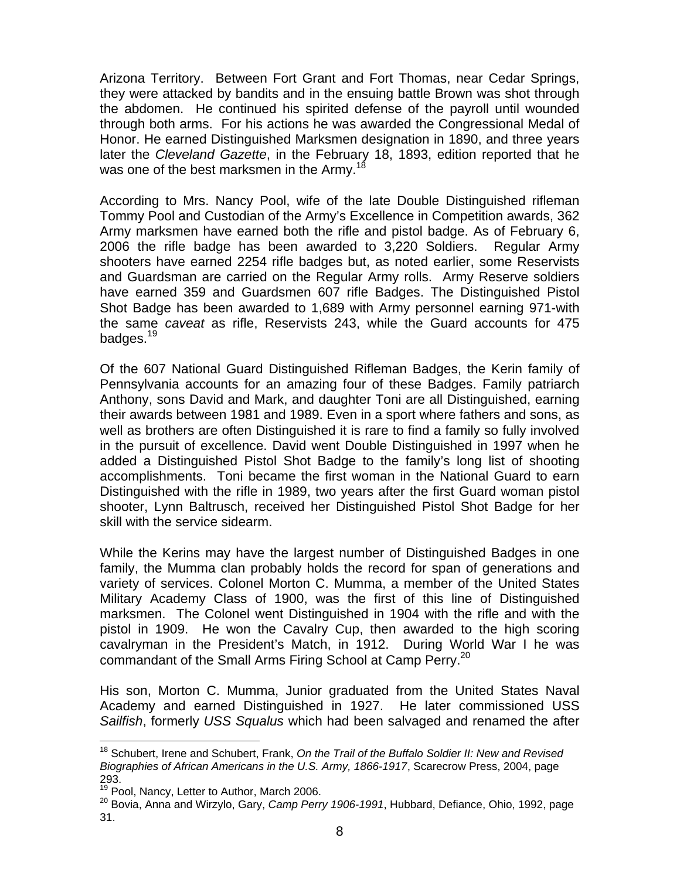Arizona Territory. Between Fort Grant and Fort Thomas, near Cedar Springs, they were attacked by bandits and in the ensuing battle Brown was shot through the abdomen. He continued his spirited defense of the payroll until wounded through both arms. For his actions he was awarded the Congressional Medal of Honor. He earned Distinguished Marksmen designation in 1890, and three years later the *Cleveland Gazette*, in the February 18, 1893, edition reported that he was one of the best marksmen in the Army.[18]

According to Mrs. Nancy Pool, wife of the late Double Distinguished rifleman Tommy Pool and Custodian of the Army's Excellence in Competition awards, 362 Army marksmen have earned both the rifle and pistol badge. As of February 6, 2006 the rifle badge has been awarded to 3,220 Soldiers. Regular Army shooters have earned 2254 rifle badges but, as noted earlier, some Reservists and Guardsman are carried on the Regular Army rolls. Army Reserve soldiers have earned 359 and Guardsmen 607 rifle Badges. The Distinguished Pistol Shot Badge has been awarded to 1,689 with Army personnel earning 971-with the same *caveat* as rifle, Reservists 243, while the Guard accounts for 475 badges.[19]

Of the 607 National Guard Distinguished Rifleman Badges, the Kerin family of Pennsylvania accounts for an amazing four of these Badges. Family patriarch Anthony, sons David and Mark, and daughter Toni are all Distinguished, earning their awards between 1981 and 1989. Even in a sport where fathers and sons, as well as brothers are often Distinguished it is rare to find a family so fully involved in the pursuit of excellence. David went Double Distinguished in 1997 when he added a Distinguished Pistol Shot Badge to the family's long list of shooting accomplishments. Toni became the first woman in the National Guard to earn Distinguished with the rifle in 1989, two years after the first Guard woman pistol shooter, Lynn Baltrusch, received her Distinguished Pistol Shot Badge for her skill with the service sidearm.

While the Kerins may have the largest number of Distinguished Badges in one family, the Mumma clan probably holds the record for span of generations and variety of services. Colonel Morton C. Mumma, a member of the United States Military Academy Class of 1900, was the first of this line of Distinguished marksmen. The Colonel went Distinguished in 1904 with the rifle and with the pistol in 1909. He won the Cavalry Cup, then awarded to the high scoring cavalryman in the President's Match, in 1912. During World War I he was commandant of the Small Arms Firing School at Camp Perry.[20]

His son, Morton C. Mumma, Junior graduated from the United States Naval Academy and earned Distinguished in 1927. He later commissioned USS *Sailfish*, formerly *USS Squalus* which had been salvaged and renamed the after

---

[18] Schubert, Irene and Schubert, Frank, *On the Trail of the Buffalo Soldier II: New and Revised Biographies of African Americans in the U.S. Army, 1866-1917*, Scarecrow Press, 2004, page 293.

[19] Pool, Nancy, Letter to Author, March 2006.

[20] Bovia, Anna and Wirzylo, Gary, *Camp Perry 1906-1991*, Hubbard, Defiance, Ohio, 1992, page 31.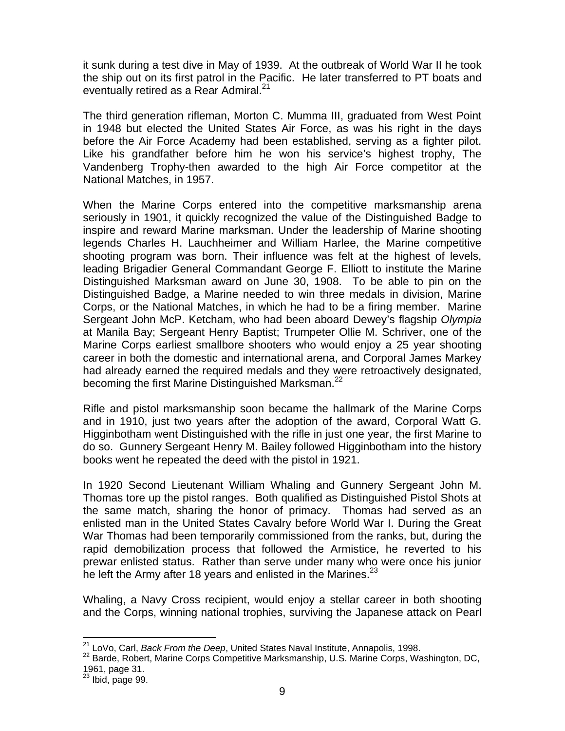it sunk during a test dive in May of 1939. At the outbreak of World War II he took the ship out on its first patrol in the Pacific. He later transferred to PT boats and eventually retired as a Rear Admiral.[21]

The third generation rifleman, Morton C. Mumma III, graduated from West Point in 1948 but elected the United States Air Force, as was his right in the days before the Air Force Academy had been established, serving as a fighter pilot. Like his grandfather before him he won his service's highest trophy, The Vandenberg Trophy-then awarded to the high Air Force competitor at the National Matches, in 1957.

When the Marine Corps entered into the competitive marksmanship arena seriously in 1901, it quickly recognized the value of the Distinguished Badge to inspire and reward Marine marksman. Under the leadership of Marine shooting legends Charles H. Lauchheimer and William Harlee, the Marine competitive shooting program was born. Their influence was felt at the highest of levels, leading Brigadier General Commandant George F. Elliott to institute the Marine Distinguished Marksman award on June 30, 1908. To be able to pin on the Distinguished Badge, a Marine needed to win three medals in division, Marine Corps, or the National Matches, in which he had to be a firing member. Marine Sergeant John McP. Ketcham, who had been aboard Dewey's flagship *Olympia* at Manila Bay; Sergeant Henry Baptist; Trumpeter Ollie M. Schriver, one of the Marine Corps earliest smallbore shooters who would enjoy a 25 year shooting career in both the domestic and international arena, and Corporal James Markey had already earned the required medals and they were retroactively designated, becoming the first Marine Distinguished Marksman.[22]

Rifle and pistol marksmanship soon became the hallmark of the Marine Corps and in 1910, just two years after the adoption of the award, Corporal Watt G. Higginbotham went Distinguished with the rifle in just one year, the first Marine to do so. Gunnery Sergeant Henry M. Bailey followed Higginbotham into the history books went he repeated the deed with the pistol in 1921.

In 1920 Second Lieutenant William Whaling and Gunnery Sergeant John M. Thomas tore up the pistol ranges. Both qualified as Distinguished Pistol Shots at the same match, sharing the honor of primacy. Thomas had served as an enlisted man in the United States Cavalry before World War I. During the Great War Thomas had been temporarily commissioned from the ranks, but, during the rapid demobilization process that followed the Armistice, he reverted to his prewar enlisted status. Rather than serve under many who were once his junior he left the Army after 18 years and enlisted in the Marines.[23]

Whaling, a Navy Cross recipient, would enjoy a stellar career in both shooting and the Corps, winning national trophies, surviving the Japanese attack on Pearl

---

[21] LoVo, Carl, *Back From the Deep*, United States Naval Institute, Annapolis, 1998.

[22] Barde, Robert, Marine Corps Competitive Marksmanship, U.S. Marine Corps, Washington, DC, 1961, page 31.

[23] Ibid, page 99.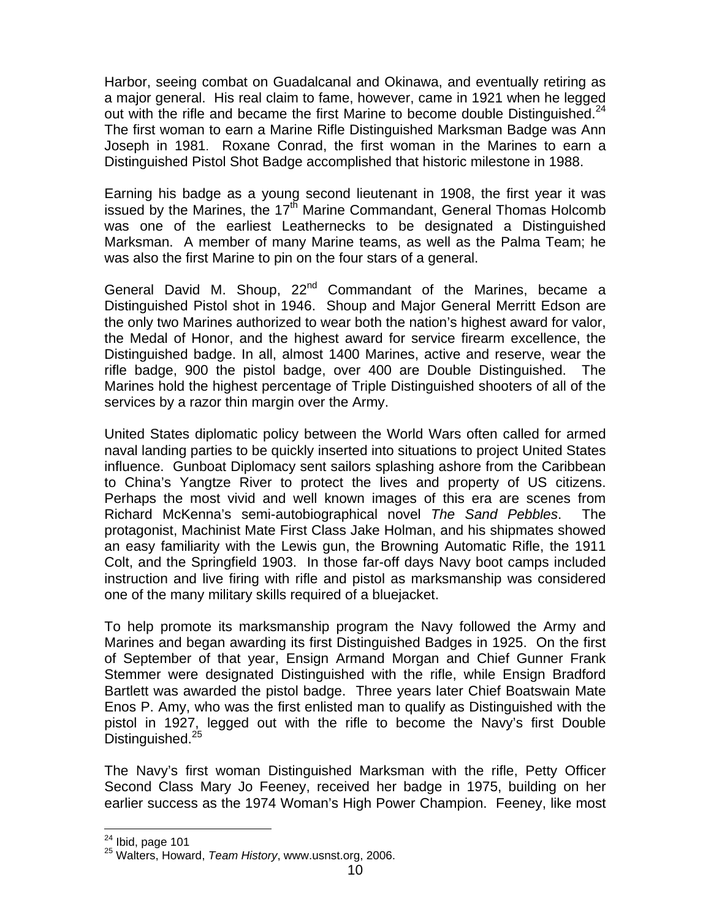Harbor, seeing combat on Guadalcanal and Okinawa, and eventually retiring as a major general. His real claim to fame, however, came in 1921 when he legged out with the rifle and became the first Marine to become double Distinguished.[24] The first woman to earn a Marine Rifle Distinguished Marksman Badge was Ann Joseph in 1981. Roxane Conrad, the first woman in the Marines to earn a Distinguished Pistol Shot Badge accomplished that historic milestone in 1988.

Earning his badge as a young second lieutenant in 1908, the first year it was issued by the Marines, the 17th Marine Commandant, General Thomas Holcomb was one of the earliest Leathernecks to be designated a Distinguished Marksman. A member of many Marine teams, as well as the Palma Team; he was also the first Marine to pin on the four stars of a general.

General David M. Shoup, 22nd Commandant of the Marines, became a Distinguished Pistol shot in 1946. Shoup and Major General Merritt Edson are the only two Marines authorized to wear both the nation's highest award for valor, the Medal of Honor, and the highest award for service firearm excellence, the Distinguished badge. In all, almost 1400 Marines, active and reserve, wear the rifle badge, 900 the pistol badge, over 400 are Double Distinguished. The Marines hold the highest percentage of Triple Distinguished shooters of all of the services by a razor thin margin over the Army.

United States diplomatic policy between the World Wars often called for armed naval landing parties to be quickly inserted into situations to project United States influence. Gunboat Diplomacy sent sailors splashing ashore from the Caribbean to China's Yangtze River to protect the lives and property of US citizens. Perhaps the most vivid and well known images of this era are scenes from Richard McKenna's semi-autobiographical novel *The Sand Pebbles*. The protagonist, Machinist Mate First Class Jake Holman, and his shipmates showed an easy familiarity with the Lewis gun, the Browning Automatic Rifle, the 1911 Colt, and the Springfield 1903. In those far-off days Navy boot camps included instruction and live firing with rifle and pistol as marksmanship was considered one of the many military skills required of a bluejacket.

To help promote its marksmanship program the Navy followed the Army and Marines and began awarding its first Distinguished Badges in 1925. On the first of September of that year, Ensign Armand Morgan and Chief Gunner Frank Stemmer were designated Distinguished with the rifle, while Ensign Bradford Bartlett was awarded the pistol badge. Three years later Chief Boatswain Mate Enos P. Amy, who was the first enlisted man to qualify as Distinguished with the pistol in 1927, legged out with the rifle to become the Navy's first Double Distinguished.[25]

The Navy's first woman Distinguished Marksman with the rifle, Petty Officer Second Class Mary Jo Feeney, received her badge in 1975, building on her earlier success as the 1974 Woman's High Power Champion. Feeney, like most

---

[24] Ibid, page 101

[25] Walters, Howard, *Team History*, www.usnst.org, 2006.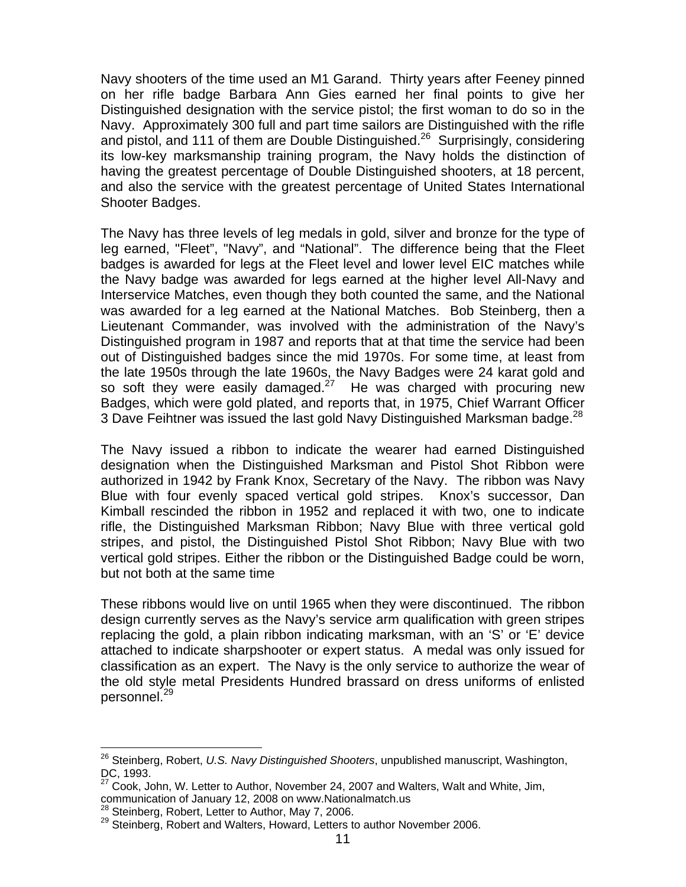Navy shooters of the time used an M1 Garand. Thirty years after Feeney pinned on her rifle badge Barbara Ann Gies earned her final points to give her Distinguished designation with the service pistol; the first woman to do so in the Navy. Approximately 300 full and part time sailors are Distinguished with the rifle and pistol, and 111 of them are Double Distinguished.[26] Surprisingly, considering its low-key marksmanship training program, the Navy holds the distinction of having the greatest percentage of Double Distinguished shooters, at 18 percent, and also the service with the greatest percentage of United States International Shooter Badges.

The Navy has three levels of leg medals in gold, silver and bronze for the type of leg earned, "Fleet", "Navy", and "National". The difference being that the Fleet badges is awarded for legs at the Fleet level and lower level EIC matches while the Navy badge was awarded for legs earned at the higher level All-Navy and Interservice Matches, even though they both counted the same, and the National was awarded for a leg earned at the National Matches. Bob Steinberg, then a Lieutenant Commander, was involved with the administration of the Navy's Distinguished program in 1987 and reports that at that time the service had been out of Distinguished badges since the mid 1970s. For some time, at least from the late 1950s through the late 1960s, the Navy Badges were 24 karat gold and so soft they were easily damaged.[27] He was charged with procuring new Badges, which were gold plated, and reports that, in 1975, Chief Warrant Officer 3 Dave Feihtner was issued the last gold Navy Distinguished Marksman badge.[28]

The Navy issued a ribbon to indicate the wearer had earned Distinguished designation when the Distinguished Marksman and Pistol Shot Ribbon were authorized in 1942 by Frank Knox, Secretary of the Navy. The ribbon was Navy Blue with four evenly spaced vertical gold stripes. Knox's successor, Dan Kimball rescinded the ribbon in 1952 and replaced it with two, one to indicate rifle, the Distinguished Marksman Ribbon; Navy Blue with three vertical gold stripes, and pistol, the Distinguished Pistol Shot Ribbon; Navy Blue with two vertical gold stripes. Either the ribbon or the Distinguished Badge could be worn, but not both at the same time

These ribbons would live on until 1965 when they were discontinued. The ribbon design currently serves as the Navy's service arm qualification with green stripes replacing the gold, a plain ribbon indicating marksman, with an 'S' or 'E' device attached to indicate sharpshooter or expert status. A medal was only issued for classification as an expert. The Navy is the only service to authorize the wear of the old style metal Presidents Hundred brassard on dress uniforms of enlisted personnel.[29]

---

[26] Steinberg, Robert, *U.S. Navy Distinguished Shooters*, unpublished manuscript, Washington, DC, 1993.

[27] Cook, John, W. Letter to Author, November 24, 2007 and Walters, Walt and White, Jim, communication of January 12, 2008 on www.Nationalmatch.us

[28] Steinberg, Robert, Letter to Author, May 7, 2006.

[29] Steinberg, Robert and Walters, Howard, Letters to author November 2006.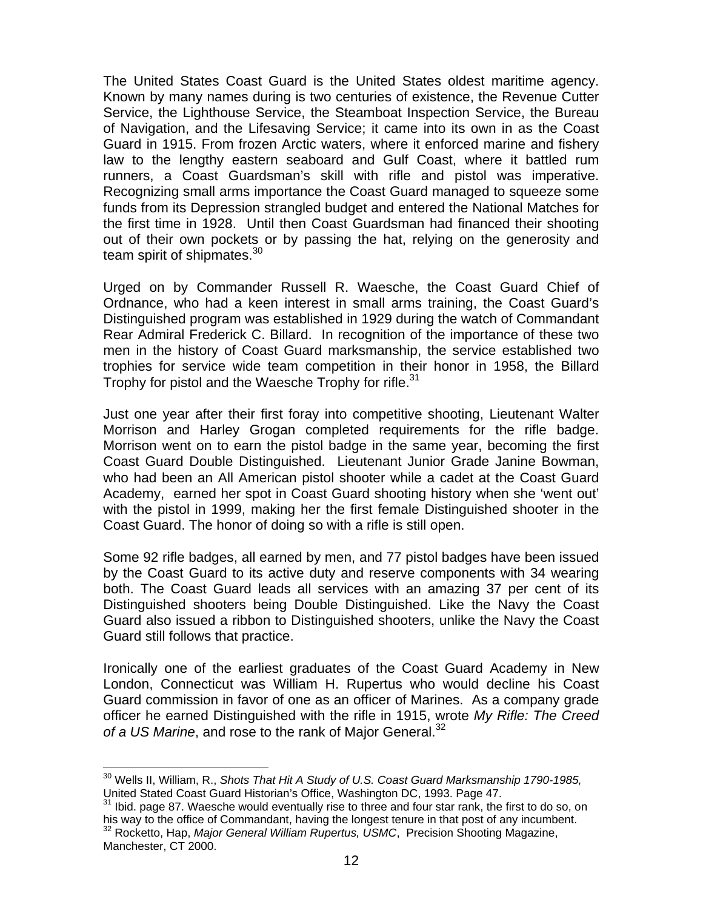The United States Coast Guard is the United States oldest maritime agency. Known by many names during is two centuries of existence, the Revenue Cutter Service, the Lighthouse Service, the Steamboat Inspection Service, the Bureau of Navigation, and the Lifesaving Service; it came into its own in as the Coast Guard in 1915. From frozen Arctic waters, where it enforced marine and fishery law to the lengthy eastern seaboard and Gulf Coast, where it battled rum runners, a Coast Guardsman's skill with rifle and pistol was imperative. Recognizing small arms importance the Coast Guard managed to squeeze some funds from its Depression strangled budget and entered the National Matches for the first time in 1928. Until then Coast Guardsman had financed their shooting out of their own pockets or by passing the hat, relying on the generosity and team spirit of shipmates.[30]

Urged on by Commander Russell R. Waesche, the Coast Guard Chief of Ordnance, who had a keen interest in small arms training, the Coast Guard's Distinguished program was established in 1929 during the watch of Commandant Rear Admiral Frederick C. Billard. In recognition of the importance of these two men in the history of Coast Guard marksmanship, the service established two trophies for service wide team competition in their honor in 1958, the Billard Trophy for pistol and the Waesche Trophy for rifle.[31]

Just one year after their first foray into competitive shooting, Lieutenant Walter Morrison and Harley Grogan completed requirements for the rifle badge. Morrison went on to earn the pistol badge in the same year, becoming the first Coast Guard Double Distinguished. Lieutenant Junior Grade Janine Bowman, who had been an All American pistol shooter while a cadet at the Coast Guard Academy, earned her spot in Coast Guard shooting history when she 'went out' with the pistol in 1999, making her the first female Distinguished shooter in the Coast Guard. The honor of doing so with a rifle is still open.

Some 92 rifle badges, all earned by men, and 77 pistol badges have been issued by the Coast Guard to its active duty and reserve components with 34 wearing both. The Coast Guard leads all services with an amazing 37 per cent of its Distinguished shooters being Double Distinguished. Like the Navy the Coast Guard also issued a ribbon to Distinguished shooters, unlike the Navy the Coast Guard still follows that practice.

Ironically one of the earliest graduates of the Coast Guard Academy in New London, Connecticut was William H. Rupertus who would decline his Coast Guard commission in favor of one as an officer of Marines. As a company grade officer he earned Distinguished with the rifle in 1915, wrote *My Rifle: The Creed of a US Marine*, and rose to the rank of Major General.[32]

---

[30] Wells II, William, R., *Shots That Hit A Study of U.S. Coast Guard Marksmanship 1790-1985,* United Stated Coast Guard Historian's Office, Washington DC, 1993. Page 47.

[31] Ibid. page 87. Waesche would eventually rise to three and four star rank, the first to do so, on his way to the office of Commandant, having the longest tenure in that post of any incumbent.

[32] Rocketto, Hap, *Major General William Rupertus, USMC*, Precision Shooting Magazine, Manchester, CT 2000.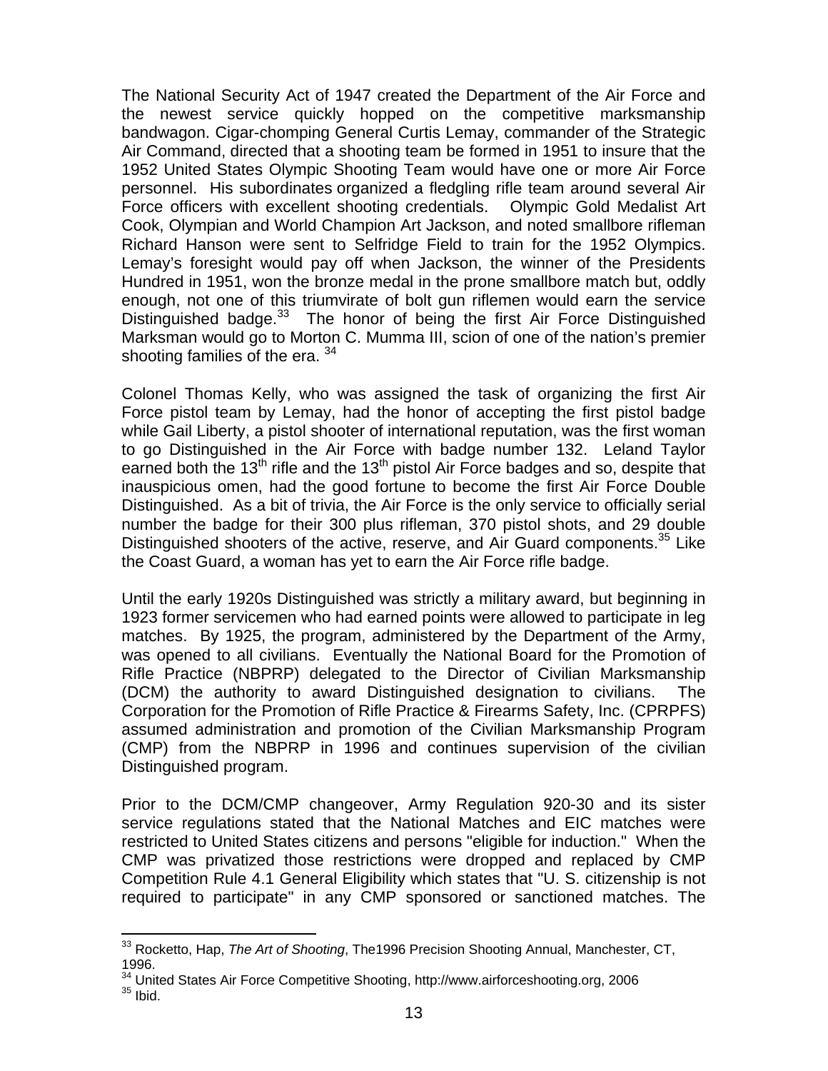The National Security Act of 1947 created the Department of the Air Force and the newest service quickly hopped on the competitive marksmanship bandwagon. Cigar-chomping General Curtis Lemay, commander of the Strategic Air Command, directed that a shooting team be formed in 1951 to insure that the 1952 United States Olympic Shooting Team would have one or more Air Force personnel. His subordinates organized a fledgling rifle team around several Air Force officers with excellent shooting credentials. Olympic Gold Medalist Art Cook, Olympian and World Champion Art Jackson, and noted smallbore rifleman Richard Hanson were sent to Selfridge Field to train for the 1952 Olympics. Lemay's foresight would pay off when Jackson, the winner of the Presidents Hundred in 1951, won the bronze medal in the prone smallbore match but, oddly enough, not one of this triumvirate of bolt gun riflemen would earn the service Distinguished badge.[33] The honor of being the first Air Force Distinguished Marksman would go to Morton C. Mumma III, scion of one of the nation's premier shooting families of the era. [34]

Colonel Thomas Kelly, who was assigned the task of organizing the first Air Force pistol team by Lemay, had the honor of accepting the first pistol badge while Gail Liberty, a pistol shooter of international reputation, was the first woman to go Distinguished in the Air Force with badge number 132. Leland Taylor earned both the 13th rifle and the 13th pistol Air Force badges and so, despite that inauspicious omen, had the good fortune to become the first Air Force Double Distinguished. As a bit of trivia, the Air Force is the only service to officially serial number the badge for their 300 plus rifleman, 370 pistol shots, and 29 double Distinguished shooters of the active, reserve, and Air Guard components.[35] Like the Coast Guard, a woman has yet to earn the Air Force rifle badge.

Until the early 1920s Distinguished was strictly a military award, but beginning in 1923 former servicemen who had earned points were allowed to participate in leg matches. By 1925, the program, administered by the Department of the Army, was opened to all civilians. Eventually the National Board for the Promotion of Rifle Practice (NBPRP) delegated to the Director of Civilian Marksmanship (DCM) the authority to award Distinguished designation to civilians. The Corporation for the Promotion of Rifle Practice & Firearms Safety, Inc. (CPRPFS) assumed administration and promotion of the Civilian Marksmanship Program (CMP) from the NBPRP in 1996 and continues supervision of the civilian Distinguished program.

Prior to the DCM/CMP changeover, Army Regulation 920-30 and its sister service regulations stated that the National Matches and EIC matches were restricted to United States citizens and persons "eligible for induction." When the CMP was privatized those restrictions were dropped and replaced by CMP Competition Rule 4.1 General Eligibility which states that "U. S. citizenship is not required to participate" in any CMP sponsored or sanctioned matches. The

---

[33] Rocketto, Hap, *The Art of Shooting*, The1996 Precision Shooting Annual, Manchester, CT, 1996.

[34] United States Air Force Competitive Shooting, http://www.airforceshooting.org, 2006

[35] Ibid.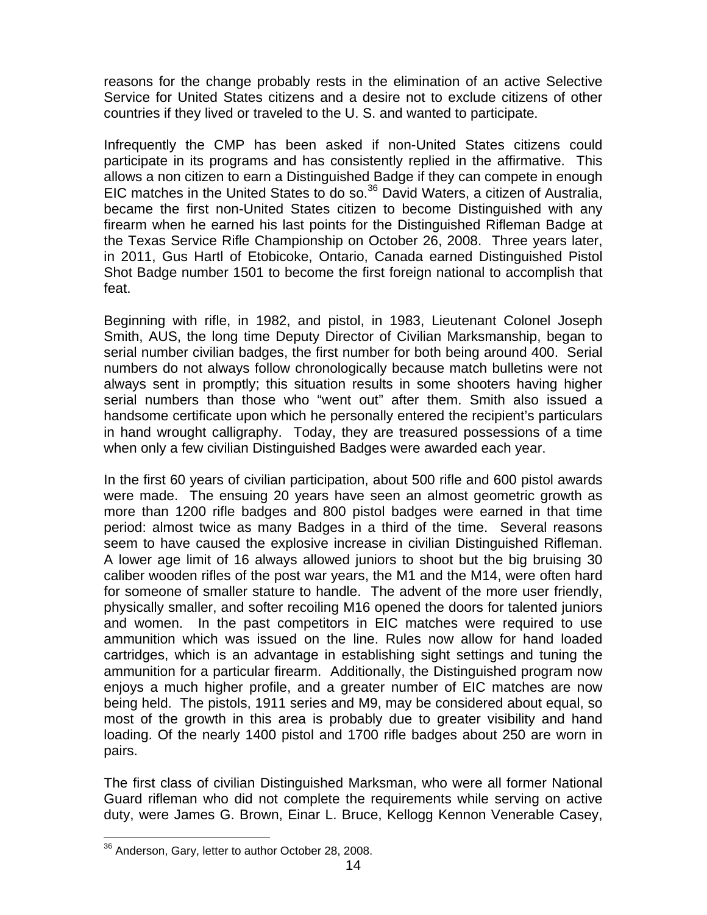reasons for the change probably rests in the elimination of an active Selective Service for United States citizens and a desire not to exclude citizens of other countries if they lived or traveled to the U. S. and wanted to participate.

Infrequently the CMP has been asked if non-United States citizens could participate in its programs and has consistently replied in the affirmative. This allows a non citizen to earn a Distinguished Badge if they can compete in enough EIC matches in the United States to do so.[36] David Waters, a citizen of Australia, became the first non-United States citizen to become Distinguished with any firearm when he earned his last points for the Distinguished Rifleman Badge at the Texas Service Rifle Championship on October 26, 2008. Three years later, in 2011, Gus Hartl of Etobicoke, Ontario, Canada earned Distinguished Pistol Shot Badge number 1501 to become the first foreign national to accomplish that feat.

Beginning with rifle, in 1982, and pistol, in 1983, Lieutenant Colonel Joseph Smith, AUS, the long time Deputy Director of Civilian Marksmanship, began to serial number civilian badges, the first number for both being around 400. Serial numbers do not always follow chronologically because match bulletins were not always sent in promptly; this situation results in some shooters having higher serial numbers than those who "went out" after them. Smith also issued a handsome certificate upon which he personally entered the recipient's particulars in hand wrought calligraphy. Today, they are treasured possessions of a time when only a few civilian Distinguished Badges were awarded each year.

In the first 60 years of civilian participation, about 500 rifle and 600 pistol awards were made. The ensuing 20 years have seen an almost geometric growth as more than 1200 rifle badges and 800 pistol badges were earned in that time period: almost twice as many Badges in a third of the time. Several reasons seem to have caused the explosive increase in civilian Distinguished Rifleman. A lower age limit of 16 always allowed juniors to shoot but the big bruising 30 caliber wooden rifles of the post war years, the M1 and the M14, were often hard for someone of smaller stature to handle. The advent of the more user friendly, physically smaller, and softer recoiling M16 opened the doors for talented juniors and women. In the past competitors in EIC matches were required to use ammunition which was issued on the line. Rules now allow for hand loaded cartridges, which is an advantage in establishing sight settings and tuning the ammunition for a particular firearm. Additionally, the Distinguished program now enjoys a much higher profile, and a greater number of EIC matches are now being held. The pistols, 1911 series and M9, may be considered about equal, so most of the growth in this area is probably due to greater visibility and hand loading. Of the nearly 1400 pistol and 1700 rifle badges about 250 are worn in pairs.

The first class of civilian Distinguished Marksman, who were all former National Guard rifleman who did not complete the requirements while serving on active duty, were James G. Brown, Einar L. Bruce, Kellogg Kennon Venerable Casey,

---

[36] Anderson, Gary, letter to author October 28, 2008.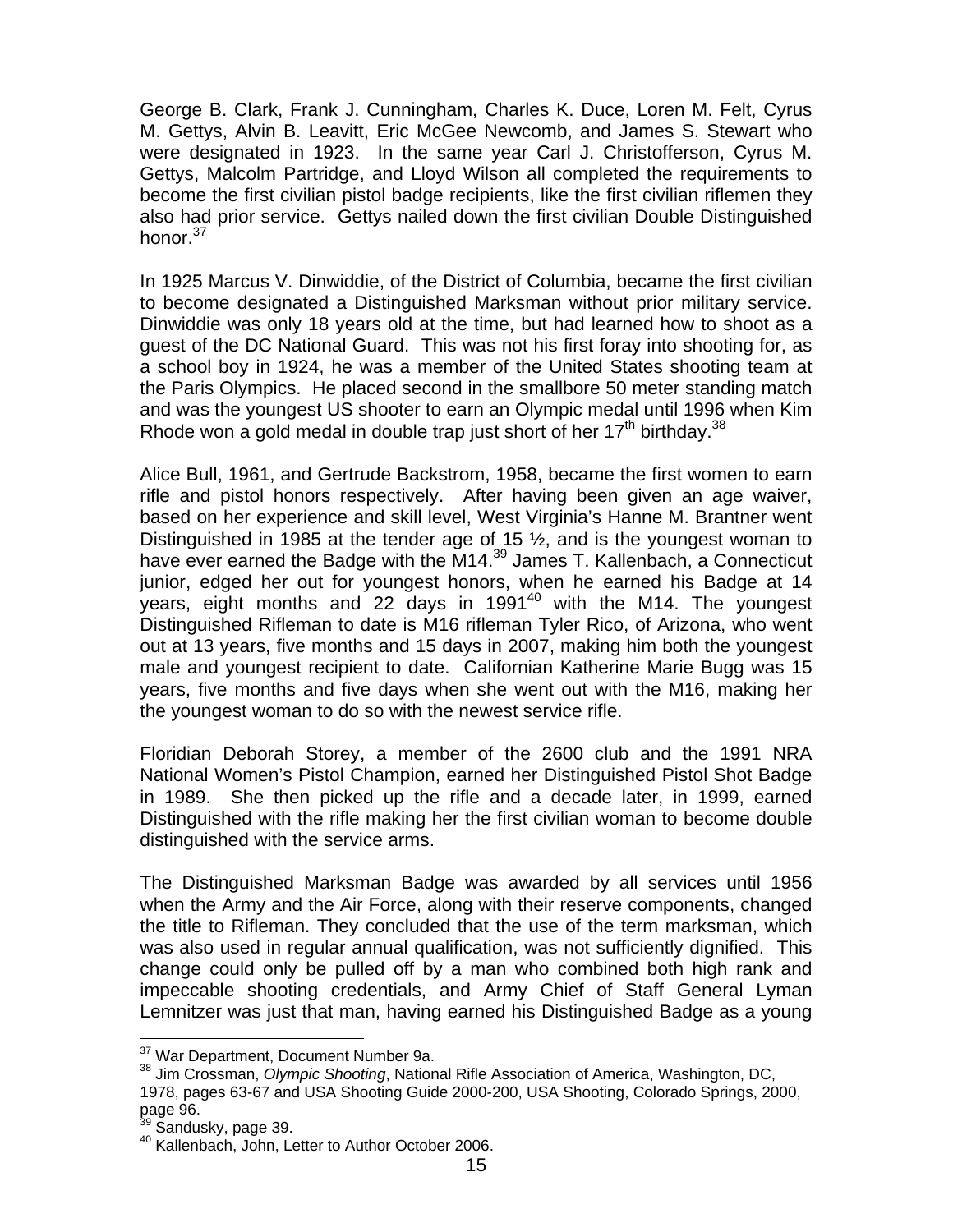George B. Clark, Frank J. Cunningham, Charles K. Duce, Loren M. Felt, Cyrus M. Gettys, Alvin B. Leavitt, Eric McGee Newcomb, and James S. Stewart who were designated in 1923. In the same year Carl J. Christofferson, Cyrus M. Gettys, Malcolm Partridge, and Lloyd Wilson all completed the requirements to become the first civilian pistol badge recipients, like the first civilian riflemen they also had prior service. Gettys nailed down the first civilian Double Distinguished honor.[37]

In 1925 Marcus V. Dinwiddie, of the District of Columbia, became the first civilian to become designated a Distinguished Marksman without prior military service. Dinwiddie was only 18 years old at the time, but had learned how to shoot as a guest of the DC National Guard. This was not his first foray into shooting for, as a school boy in 1924, he was a member of the United States shooting team at the Paris Olympics. He placed second in the smallbore 50 meter standing match and was the youngest US shooter to earn an Olympic medal until 1996 when Kim Rhode won a gold medal in double trap just short of her 17th birthday.[38]

Alice Bull, 1961, and Gertrude Backstrom, 1958, became the first women to earn rifle and pistol honors respectively. After having been given an age waiver, based on her experience and skill level, West Virginia's Hanne M. Brantner went Distinguished in 1985 at the tender age of 15 ½, and is the youngest woman to have ever earned the Badge with the M14.[39] James T. Kallenbach, a Connecticut junior, edged her out for youngest honors, when he earned his Badge at 14 years, eight months and 22 days in 1991[40] with the M14. The youngest Distinguished Rifleman to date is M16 rifleman Tyler Rico, of Arizona, who went out at 13 years, five months and 15 days in 2007, making him both the youngest male and youngest recipient to date. Californian Katherine Marie Bugg was 15 years, five months and five days when she went out with the M16, making her the youngest woman to do so with the newest service rifle.

Floridian Deborah Storey, a member of the 2600 club and the 1991 NRA National Women's Pistol Champion, earned her Distinguished Pistol Shot Badge in 1989. She then picked up the rifle and a decade later, in 1999, earned Distinguished with the rifle making her the first civilian woman to become double distinguished with the service arms.

The Distinguished Marksman Badge was awarded by all services until 1956 when the Army and the Air Force, along with their reserve components, changed the title to Rifleman. They concluded that the use of the term marksman, which was also used in regular annual qualification, was not sufficiently dignified. This change could only be pulled off by a man who combined both high rank and impeccable shooting credentials, and Army Chief of Staff General Lyman Lemnitzer was just that man, having earned his Distinguished Badge as a young

---

[37] War Department, Document Number 9a.

[38] Jim Crossman, *Olympic Shooting*, National Rifle Association of America, Washington, DC, 1978, pages 63-67 and USA Shooting Guide 2000-200, USA Shooting, Colorado Springs, 2000, page 96.

[39] Sandusky, page 39.

[40] Kallenbach, John, Letter to Author October 2006.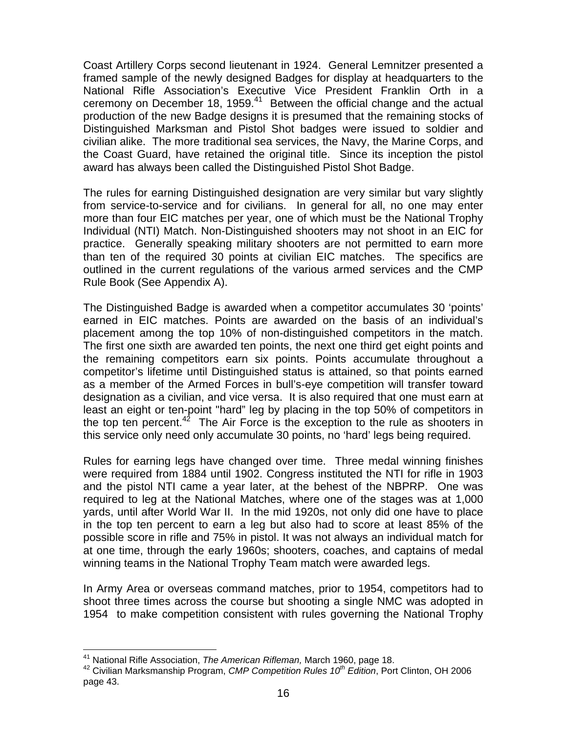Coast Artillery Corps second lieutenant in 1924. General Lemnitzer presented a framed sample of the newly designed Badges for display at headquarters to the National Rifle Association's Executive Vice President Franklin Orth in a ceremony on December 18, 1959.[41] Between the official change and the actual production of the new Badge designs it is presumed that the remaining stocks of Distinguished Marksman and Pistol Shot badges were issued to soldier and civilian alike. The more traditional sea services, the Navy, the Marine Corps, and the Coast Guard, have retained the original title. Since its inception the pistol award has always been called the Distinguished Pistol Shot Badge.

The rules for earning Distinguished designation are very similar but vary slightly from service-to-service and for civilians. In general for all, no one may enter more than four EIC matches per year, one of which must be the National Trophy Individual (NTI) Match. Non-Distinguished shooters may not shoot in an EIC for practice. Generally speaking military shooters are not permitted to earn more than ten of the required 30 points at civilian EIC matches. The specifics are outlined in the current regulations of the various armed services and the CMP Rule Book (See Appendix A).

The Distinguished Badge is awarded when a competitor accumulates 30 'points' earned in EIC matches. Points are awarded on the basis of an individual's placement among the top 10% of non-distinguished competitors in the match. The first one sixth are awarded ten points, the next one third get eight points and the remaining competitors earn six points. Points accumulate throughout a competitor's lifetime until Distinguished status is attained, so that points earned as a member of the Armed Forces in bull's-eye competition will transfer toward designation as a civilian, and vice versa. It is also required that one must earn at least an eight or ten-point "hard" leg by placing in the top 50% of competitors in the top ten percent.[42] The Air Force is the exception to the rule as shooters in this service only need only accumulate 30 points, no 'hard' legs being required.

Rules for earning legs have changed over time. Three medal winning finishes were required from 1884 until 1902. Congress instituted the NTI for rifle in 1903 and the pistol NTI came a year later, at the behest of the NBPRP. One was required to leg at the National Matches, where one of the stages was at 1,000 yards, until after World War II. In the mid 1920s, not only did one have to place in the top ten percent to earn a leg but also had to score at least 85% of the possible score in rifle and 75% in pistol. It was not always an individual match for at one time, through the early 1960s; shooters, coaches, and captains of medal winning teams in the National Trophy Team match were awarded legs.

In Army Area or overseas command matches, prior to 1954, competitors had to shoot three times across the course but shooting a single NMC was adopted in 1954 to make competition consistent with rules governing the National Trophy

---

[41] National Rifle Association, *The American Rifleman,* March 1960, page 18.

[42] Civilian Marksmanship Program, *CMP Competition Rules 10th Edition*, Port Clinton, OH 2006 page 43.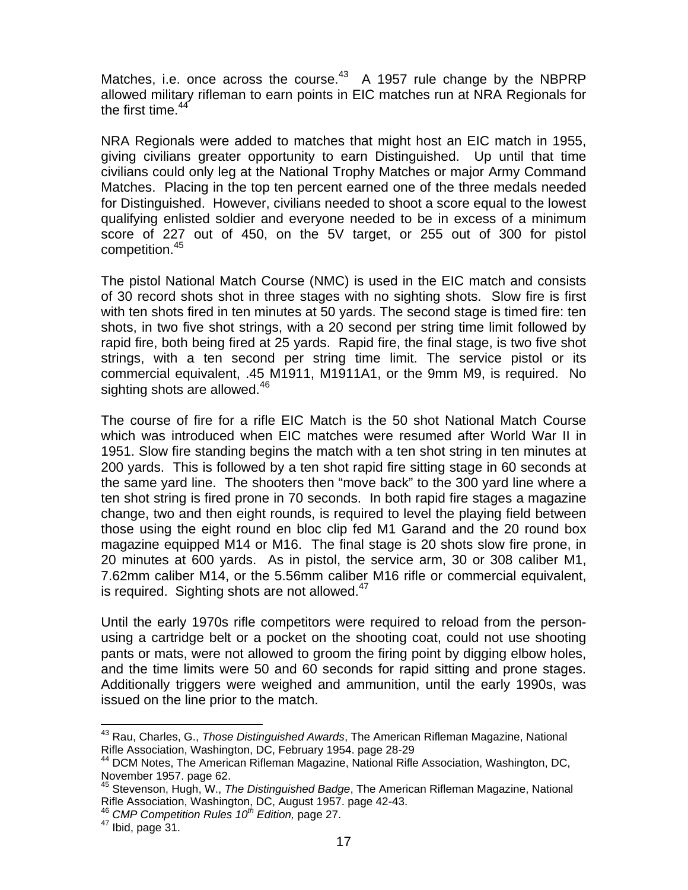Matches, i.e. once across the course.[43] A 1957 rule change by the NBPRP allowed military rifleman to earn points in EIC matches run at NRA Regionals for the first time.[44]

NRA Regionals were added to matches that might host an EIC match in 1955, giving civilians greater opportunity to earn Distinguished. Up until that time civilians could only leg at the National Trophy Matches or major Army Command Matches. Placing in the top ten percent earned one of the three medals needed for Distinguished. However, civilians needed to shoot a score equal to the lowest qualifying enlisted soldier and everyone needed to be in excess of a minimum score of 227 out of 450, on the 5V target, or 255 out of 300 for pistol competition.[45]

The pistol National Match Course (NMC) is used in the EIC match and consists of 30 record shots shot in three stages with no sighting shots. Slow fire is first with ten shots fired in ten minutes at 50 yards. The second stage is timed fire: ten shots, in two five shot strings, with a 20 second per string time limit followed by rapid fire, both being fired at 25 yards. Rapid fire, the final stage, is two five shot strings, with a ten second per string time limit. The service pistol or its commercial equivalent, .45 M1911, M1911A1, or the 9mm M9, is required. No sighting shots are allowed.[46]

The course of fire for a rifle EIC Match is the 50 shot National Match Course which was introduced when EIC matches were resumed after World War II in 1951. Slow fire standing begins the match with a ten shot string in ten minutes at 200 yards. This is followed by a ten shot rapid fire sitting stage in 60 seconds at the same yard line. The shooters then "move back" to the 300 yard line where a ten shot string is fired prone in 70 seconds. In both rapid fire stages a magazine change, two and then eight rounds, is required to level the playing field between those using the eight round en bloc clip fed M1 Garand and the 20 round box magazine equipped M14 or M16. The final stage is 20 shots slow fire prone, in 20 minutes at 600 yards. As in pistol, the service arm, 30 or 308 caliber M1, 7.62mm caliber M14, or the 5.56mm caliber M16 rifle or commercial equivalent, is required. Sighting shots are not allowed.[47]

Until the early 1970s rifle competitors were required to reload from the person- using a cartridge belt or a pocket on the shooting coat, could not use shooting pants or mats, were not allowed to groom the firing point by digging elbow holes, and the time limits were 50 and 60 seconds for rapid sitting and prone stages. Additionally triggers were weighed and ammunition, until the early 1990s, was issued on the line prior to the match.

---

[43] Rau, Charles, G., *Those Distinguished Awards*, The American Rifleman Magazine, National Rifle Association, Washington, DC, February 1954. page 28-29

[44] DCM Notes, The American Rifleman Magazine, National Rifle Association, Washington, DC, November 1957. page 62.

[45] Stevenson, Hugh, W., *The Distinguished Badge*, The American Rifleman Magazine, National Rifle Association, Washington, DC, August 1957. page 42-43.

[46] *CMP Competition Rules 10th Edition,* page 27.

[47] Ibid, page 31.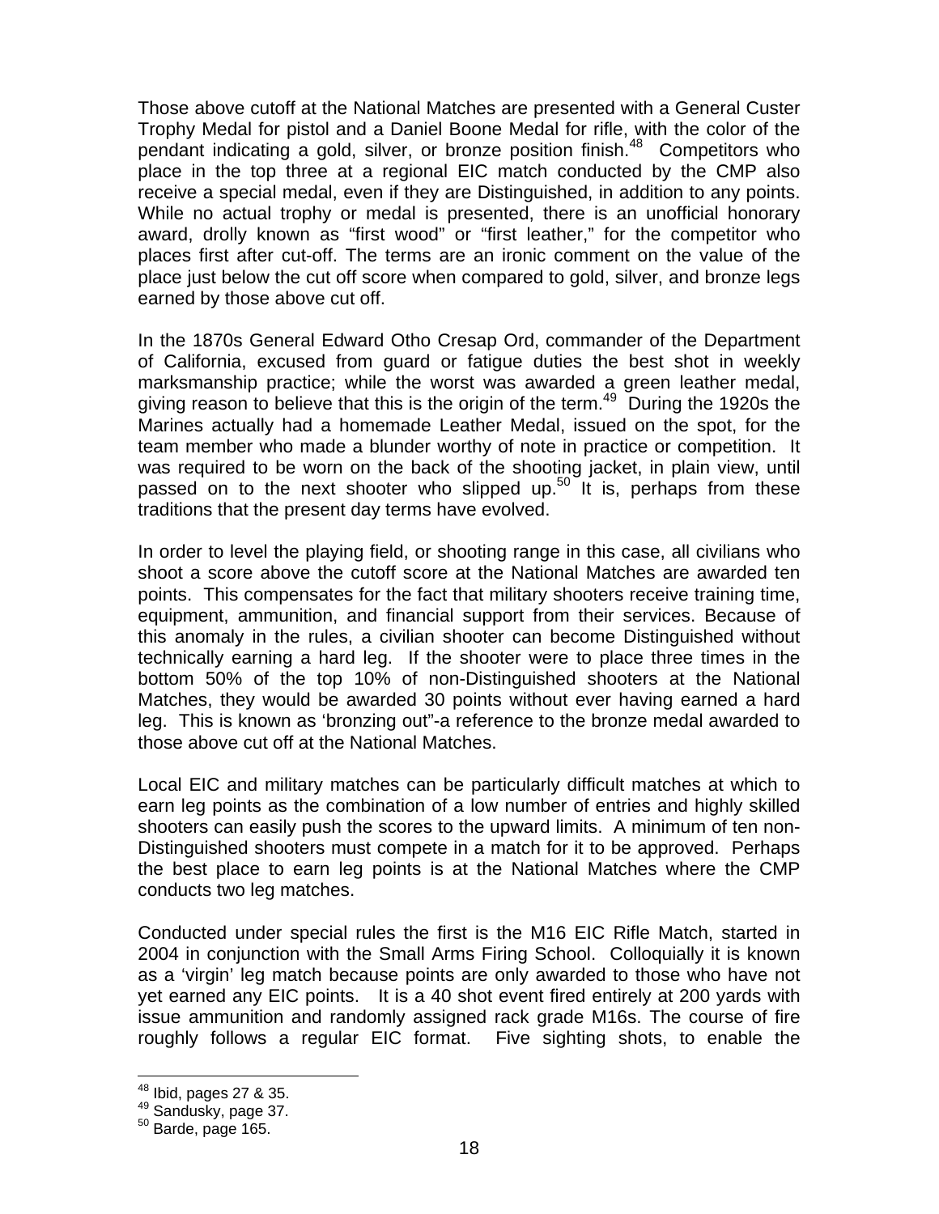Those above cutoff at the National Matches are presented with a General Custer Trophy Medal for pistol and a Daniel Boone Medal for rifle, with the color of the pendant indicating a gold, silver, or bronze position finish.[48] Competitors who place in the top three at a regional EIC match conducted by the CMP also receive a special medal, even if they are Distinguished, in addition to any points. While no actual trophy or medal is presented, there is an unofficial honorary award, drolly known as "first wood" or "first leather," for the competitor who places first after cut-off. The terms are an ironic comment on the value of the place just below the cut off score when compared to gold, silver, and bronze legs earned by those above cut off.

In the 1870s General Edward Otho Cresap Ord, commander of the Department of California, excused from guard or fatigue duties the best shot in weekly marksmanship practice; while the worst was awarded a green leather medal, giving reason to believe that this is the origin of the term.[49] During the 1920s the Marines actually had a homemade Leather Medal, issued on the spot, for the team member who made a blunder worthy of note in practice or competition. It was required to be worn on the back of the shooting jacket, in plain view, until passed on to the next shooter who slipped up.[50] It is, perhaps from these traditions that the present day terms have evolved.

In order to level the playing field, or shooting range in this case, all civilians who shoot a score above the cutoff score at the National Matches are awarded ten points. This compensates for the fact that military shooters receive training time, equipment, ammunition, and financial support from their services. Because of this anomaly in the rules, a civilian shooter can become Distinguished without technically earning a hard leg. If the shooter were to place three times in the bottom 50% of the top 10% of non-Distinguished shooters at the National Matches, they would be awarded 30 points without ever having earned a hard leg. This is known as 'bronzing out"-a reference to the bronze medal awarded to those above cut off at the National Matches.

Local EIC and military matches can be particularly difficult matches at which to earn leg points as the combination of a low number of entries and highly skilled shooters can easily push the scores to the upward limits. A minimum of ten non-Distinguished shooters must compete in a match for it to be approved. Perhaps the best place to earn leg points is at the National Matches where the CMP conducts two leg matches.

Conducted under special rules the first is the M16 EIC Rifle Match, started in 2004 in conjunction with the Small Arms Firing School. Colloquially it is known as a 'virgin' leg match because points are only awarded to those who have not yet earned any EIC points. It is a 40 shot event fired entirely at 200 yards with issue ammunition and randomly assigned rack grade M16s. The course of fire roughly follows a regular EIC format. Five sighting shots, to enable the

---

[48] Ibid, pages 27 & 35.
[49] Sandusky, page 37.
[50] Barde, page 165.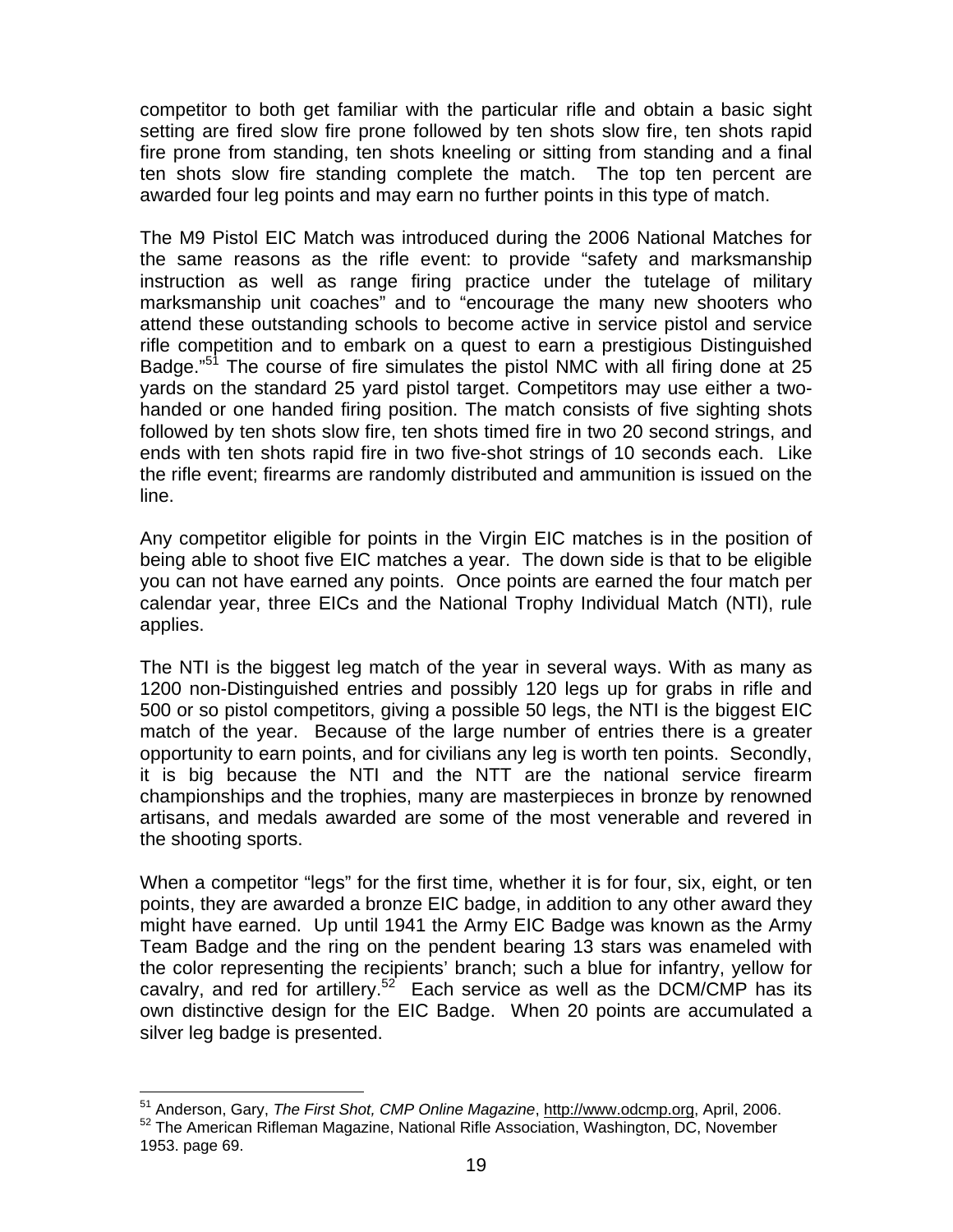competitor to both get familiar with the particular rifle and obtain a basic sight setting are fired slow fire prone followed by ten shots slow fire, ten shots rapid fire prone from standing, ten shots kneeling or sitting from standing and a final ten shots slow fire standing complete the match. The top ten percent are awarded four leg points and may earn no further points in this type of match.

The M9 Pistol EIC Match was introduced during the 2006 National Matches for the same reasons as the rifle event: to provide "safety and marksmanship instruction as well as range firing practice under the tutelage of military marksmanship unit coaches" and to "encourage the many new shooters who attend these outstanding schools to become active in service pistol and service rifle competition and to embark on a quest to earn a prestigious Distinguished Badge."[51] The course of fire simulates the pistol NMC with all firing done at 25 yards on the standard 25 yard pistol target. Competitors may use either a two-handed or one handed firing position. The match consists of five sighting shots followed by ten shots slow fire, ten shots timed fire in two 20 second strings, and ends with ten shots rapid fire in two five-shot strings of 10 seconds each. Like the rifle event; firearms are randomly distributed and ammunition is issued on the line.

Any competitor eligible for points in the Virgin EIC matches is in the position of being able to shoot five EIC matches a year. The down side is that to be eligible you can not have earned any points. Once points are earned the four match per calendar year, three EICs and the National Trophy Individual Match (NTI), rule applies.

The NTI is the biggest leg match of the year in several ways. With as many as 1200 non-Distinguished entries and possibly 120 legs up for grabs in rifle and 500 or so pistol competitors, giving a possible 50 legs, the NTI is the biggest EIC match of the year. Because of the large number of entries there is a greater opportunity to earn points, and for civilians any leg is worth ten points. Secondly, it is big because the NTI and the NTT are the national service firearm championships and the trophies, many are masterpieces in bronze by renowned artisans, and medals awarded are some of the most venerable and revered in the shooting sports.

When a competitor "legs" for the first time, whether it is for four, six, eight, or ten points, they are awarded a bronze EIC badge, in addition to any other award they might have earned. Up until 1941 the Army EIC Badge was known as the Army Team Badge and the ring on the pendent bearing 13 stars was enameled with the color representing the recipients' branch; such a blue for infantry, yellow for cavalry, and red for artillery.[52] Each service as well as the DCM/CMP has its own distinctive design for the EIC Badge. When 20 points are accumulated a silver leg badge is presented.

---

[51] Anderson, Gary, *The First Shot, CMP Online Magazine*, http://www.odcmp.org, April, 2006.
[52] The American Rifleman Magazine, National Rifle Association, Washington, DC, November 1953. page 69.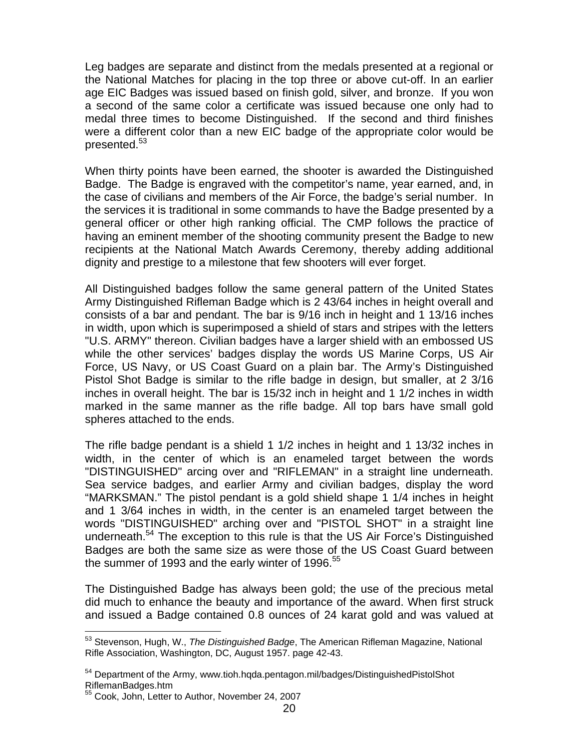Leg badges are separate and distinct from the medals presented at a regional or the National Matches for placing in the top three or above cut-off. In an earlier age EIC Badges was issued based on finish gold, silver, and bronze. If you won a second of the same color a certificate was issued because one only had to medal three times to become Distinguished. If the second and third finishes were a different color than a new EIC badge of the appropriate color would be presented.[53]

When thirty points have been earned, the shooter is awarded the Distinguished Badge. The Badge is engraved with the competitor's name, year earned, and, in the case of civilians and members of the Air Force, the badge's serial number. In the services it is traditional in some commands to have the Badge presented by a general officer or other high ranking official. The CMP follows the practice of having an eminent member of the shooting community present the Badge to new recipients at the National Match Awards Ceremony, thereby adding additional dignity and prestige to a milestone that few shooters will ever forget.

All Distinguished badges follow the same general pattern of the United States Army Distinguished Rifleman Badge which is 2 43/64 inches in height overall and consists of a bar and pendant. The bar is 9/16 inch in height and 1 13/16 inches in width, upon which is superimposed a shield of stars and stripes with the letters "U.S. ARMY" thereon. Civilian badges have a larger shield with an embossed US while the other services' badges display the words US Marine Corps, US Air Force, US Navy, or US Coast Guard on a plain bar. The Army's Distinguished Pistol Shot Badge is similar to the rifle badge in design, but smaller, at 2 3/16 inches in overall height. The bar is 15/32 inch in height and 1 1/2 inches in width marked in the same manner as the rifle badge. All top bars have small gold spheres attached to the ends.

The rifle badge pendant is a shield 1 1/2 inches in height and 1 13/32 inches in width, in the center of which is an enameled target between the words "DISTINGUISHED" arcing over and "RIFLEMAN" in a straight line underneath. Sea service badges, and earlier Army and civilian badges, display the word "MARKSMAN." The pistol pendant is a gold shield shape 1 1/4 inches in height and 1 3/64 inches in width, in the center is an enameled target between the words "DISTINGUISHED" arching over and "PISTOL SHOT" in a straight line underneath.[54] The exception to this rule is that the US Air Force's Distinguished Badges are both the same size as were those of the US Coast Guard between the summer of 1993 and the early winter of 1996.[55]

The Distinguished Badge has always been gold; the use of the precious metal did much to enhance the beauty and importance of the award. When first struck and issued a Badge contained 0.8 ounces of 24 karat gold and was valued at

---

[53] Stevenson, Hugh, W., *The Distinguished Badge*, The American Rifleman Magazine, National Rifle Association, Washington, DC, August 1957. page 42-43.

[54] Department of the Army, www.tioh.hqda.pentagon.mil/badges/DistinguishedPistolShot RiflemanBadges.htm

[55] Cook, John, Letter to Author, November 24, 2007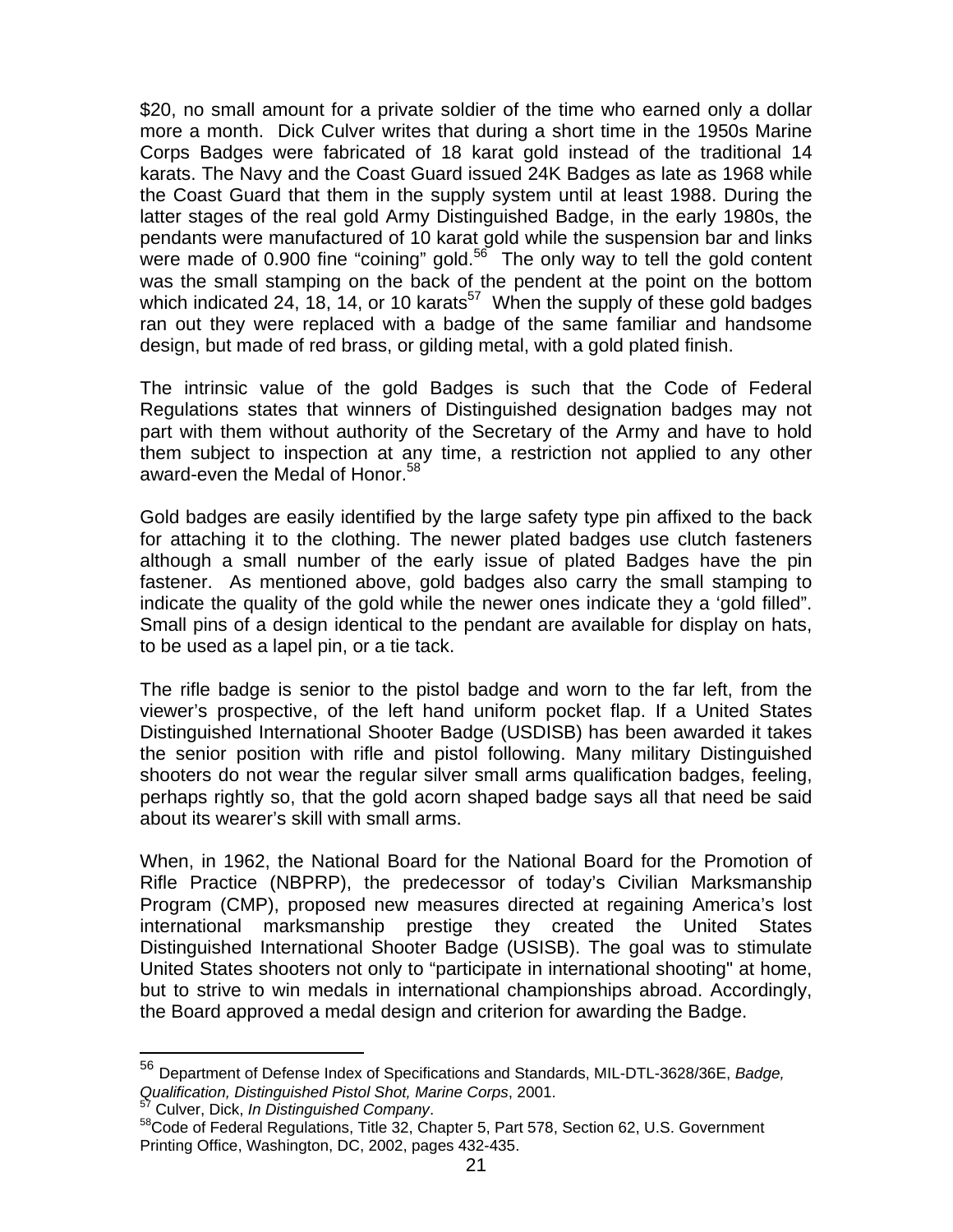$20, no small amount for a private soldier of the time who earned only a dollar more a month. Dick Culver writes that during a short time in the 1950s Marine Corps Badges were fabricated of 18 karat gold instead of the traditional 14 karats. The Navy and the Coast Guard issued 24K Badges as late as 1968 while the Coast Guard that them in the supply system until at least 1988. During the latter stages of the real gold Army Distinguished Badge, in the early 1980s, the pendants were manufactured of 10 karat gold while the suspension bar and links were made of 0.900 fine "coining" gold.[56] The only way to tell the gold content was the small stamping on the back of the pendent at the point on the bottom which indicated 24, 18, 14, or 10 karats[57] When the supply of these gold badges ran out they were replaced with a badge of the same familiar and handsome design, but made of red brass, or gilding metal, with a gold plated finish.

The intrinsic value of the gold Badges is such that the Code of Federal Regulations states that winners of Distinguished designation badges may not part with them without authority of the Secretary of the Army and have to hold them subject to inspection at any time, a restriction not applied to any other award-even the Medal of Honor.[58]

Gold badges are easily identified by the large safety type pin affixed to the back for attaching it to the clothing. The newer plated badges use clutch fasteners although a small number of the early issue of plated Badges have the pin fastener. As mentioned above, gold badges also carry the small stamping to indicate the quality of the gold while the newer ones indicate they a 'gold filled". Small pins of a design identical to the pendant are available for display on hats, to be used as a lapel pin, or a tie tack.

The rifle badge is senior to the pistol badge and worn to the far left, from the viewer's prospective, of the left hand uniform pocket flap. If a United States Distinguished International Shooter Badge (USDISB) has been awarded it takes the senior position with rifle and pistol following. Many military Distinguished shooters do not wear the regular silver small arms qualification badges, feeling, perhaps rightly so, that the gold acorn shaped badge says all that need be said about its wearer's skill with small arms.

When, in 1962, the National Board for the National Board for the Promotion of Rifle Practice (NBPRP), the predecessor of today's Civilian Marksmanship Program (CMP), proposed new measures directed at regaining America's lost international marksmanship prestige they created the United States Distinguished International Shooter Badge (USISB). The goal was to stimulate United States shooters not only to "participate in international shooting" at home, but to strive to win medals in international championships abroad. Accordingly, the Board approved a medal design and criterion for awarding the Badge.

---

[56] Department of Defense Index of Specifications and Standards, MIL-DTL-3628/36E, *Badge, Qualification, Distinguished Pistol Shot, Marine Corps*, 2001.

[57] Culver, Dick, *In Distinguished Company*.

[58] Code of Federal Regulations, Title 32, Chapter 5, Part 578, Section 62, U.S. Government Printing Office, Washington, DC, 2002, pages 432-435.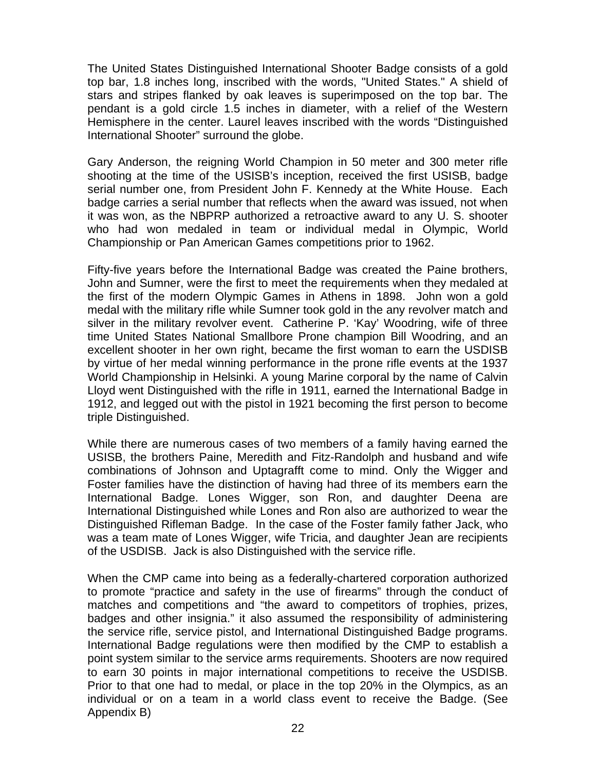The United States Distinguished International Shooter Badge consists of a gold top bar, 1.8 inches long, inscribed with the words, "United States." A shield of stars and stripes flanked by oak leaves is superimposed on the top bar. The pendant is a gold circle 1.5 inches in diameter, with a relief of the Western Hemisphere in the center. Laurel leaves inscribed with the words “Distinguished International Shooter” surround the globe.

Gary Anderson, the reigning World Champion in 50 meter and 300 meter rifle shooting at the time of the USISB's inception, received the first USISB, badge serial number one, from President John F. Kennedy at the White House. Each badge carries a serial number that reflects when the award was issued, not when it was won, as the NBPRP authorized a retroactive award to any U. S. shooter who had won medaled in team or individual medal in Olympic, World Championship or Pan American Games competitions prior to 1962.

Fifty-five years before the International Badge was created the Paine brothers, John and Sumner, were the first to meet the requirements when they medaled at the first of the modern Olympic Games in Athens in 1898. John won a gold medal with the military rifle while Sumner took gold in the any revolver match and silver in the military revolver event. Catherine P. ‘Kay’ Woodring, wife of three time United States National Smallbore Prone champion Bill Woodring, and an excellent shooter in her own right, became the first woman to earn the USDISB by virtue of her medal winning performance in the prone rifle events at the 1937 World Championship in Helsinki. A young Marine corporal by the name of Calvin Lloyd went Distinguished with the rifle in 1911, earned the International Badge in 1912, and legged out with the pistol in 1921 becoming the first person to become triple Distinguished.

While there are numerous cases of two members of a family having earned the USISB, the brothers Paine, Meredith and Fitz-Randolph and husband and wife combinations of Johnson and Uptagrafft come to mind. Only the Wigger and Foster families have the distinction of having had three of its members earn the International Badge. Lones Wigger, son Ron, and daughter Deena are International Distinguished while Lones and Ron also are authorized to wear the Distinguished Rifleman Badge. In the case of the Foster family father Jack, who was a team mate of Lones Wigger, wife Tricia, and daughter Jean are recipients of the USDISB. Jack is also Distinguished with the service rifle.

When the CMP came into being as a federally-chartered corporation authorized to promote “practice and safety in the use of firearms” through the conduct of matches and competitions and “the award to competitors of trophies, prizes, badges and other insignia.” it also assumed the responsibility of administering the service rifle, service pistol, and International Distinguished Badge programs. International Badge regulations were then modified by the CMP to establish a point system similar to the service arms requirements. Shooters are now required to earn 30 points in major international competitions to receive the USDISB. Prior to that one had to medal, or place in the top 20% in the Olympics, as an individual or on a team in a world class event to receive the Badge. (See Appendix B)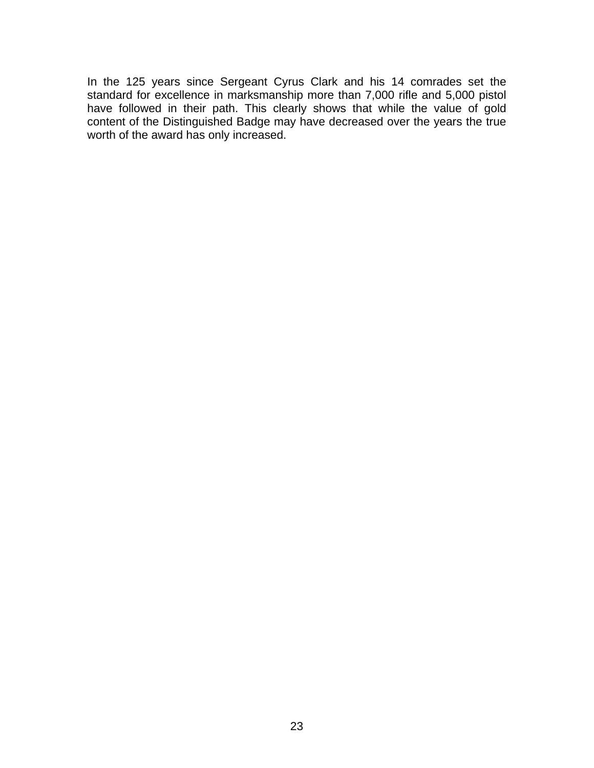In the 125 years since Sergeant Cyrus Clark and his 14 comrades set the standard for excellence in marksmanship more than 7,000 rifle and 5,000 pistol have followed in their path. This clearly shows that while the value of gold content of the Distinguished Badge may have decreased over the years the true worth of the award has only increased.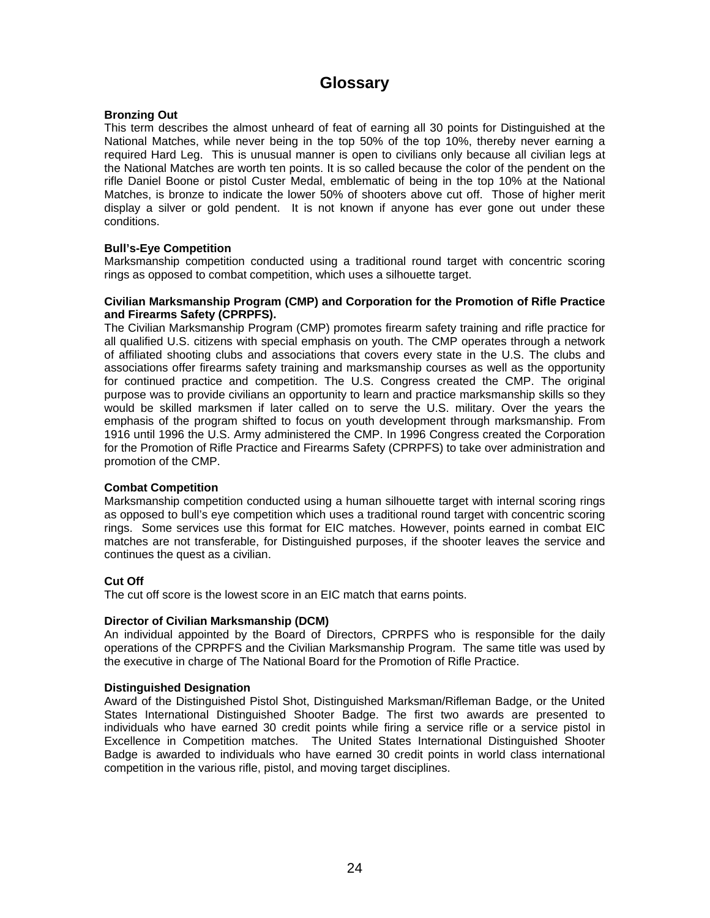# Glossary

**Bronzing Out**

This term describes the almost unheard of feat of earning all 30 points for Distinguished at the National Matches, while never being in the top 50% of the top 10%, thereby never earning a required Hard Leg. This is unusual manner is open to civilians only because all civilian legs at the National Matches are worth ten points. It is so called because the color of the pendent on the rifle Daniel Boone or pistol Custer Medal, emblematic of being in the top 10% at the National Matches, is bronze to indicate the lower 50% of shooters above cut off. Those of higher merit display a silver or gold pendent. It is not known if anyone has ever gone out under these conditions.

**Bull's-Eye Competition**

Marksmanship competition conducted using a traditional round target with concentric scoring rings as opposed to combat competition, which uses a silhouette target.

**Civilian Marksmanship Program (CMP) and Corporation for the Promotion of Rifle Practice and Firearms Safety (CPRPFS).**

The Civilian Marksmanship Program (CMP) promotes firearm safety training and rifle practice for all qualified U.S. citizens with special emphasis on youth. The CMP operates through a network of affiliated shooting clubs and associations that covers every state in the U.S. The clubs and associations offer firearms safety training and marksmanship courses as well as the opportunity for continued practice and competition. The U.S. Congress created the CMP. The original purpose was to provide civilians an opportunity to learn and practice marksmanship skills so they would be skilled marksmen if later called on to serve the U.S. military. Over the years the emphasis of the program shifted to focus on youth development through marksmanship. From 1916 until 1996 the U.S. Army administered the CMP. In 1996 Congress created the Corporation for the Promotion of Rifle Practice and Firearms Safety (CPRPFS) to take over administration and promotion of the CMP.

**Combat Competition**

Marksmanship competition conducted using a human silhouette target with internal scoring rings as opposed to bull's eye competition which uses a traditional round target with concentric scoring rings. Some services use this format for EIC matches. However, points earned in combat EIC matches are not transferable, for Distinguished purposes, if the shooter leaves the service and continues the quest as a civilian.

**Cut Off**

The cut off score is the lowest score in an EIC match that earns points.

**Director of Civilian Marksmanship (DCM)**

An individual appointed by the Board of Directors, CPRPFS who is responsible for the daily operations of the CPRPFS and the Civilian Marksmanship Program. The same title was used by the executive in charge of The National Board for the Promotion of Rifle Practice.

**Distinguished Designation**

Award of the Distinguished Pistol Shot, Distinguished Marksman/Rifleman Badge, or the United States International Distinguished Shooter Badge. The first two awards are presented to individuals who have earned 30 credit points while firing a service rifle or a service pistol in Excellence in Competition matches. The United States International Distinguished Shooter Badge is awarded to individuals who have earned 30 credit points in world class international competition in the various rifle, pistol, and moving target disciplines.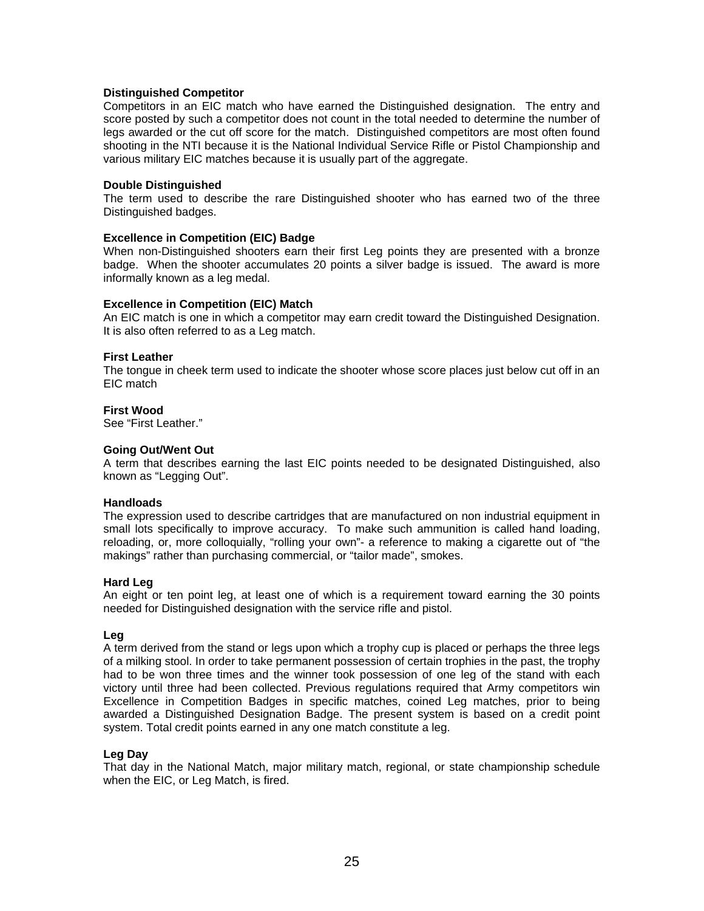**Distinguished Competitor**

Competitors in an EIC match who have earned the Distinguished designation. The entry and score posted by such a competitor does not count in the total needed to determine the number of legs awarded or the cut off score for the match. Distinguished competitors are most often found shooting in the NTI because it is the National Individual Service Rifle or Pistol Championship and various military EIC matches because it is usually part of the aggregate.

**Double Distinguished**

The term used to describe the rare Distinguished shooter who has earned two of the three Distinguished badges.

**Excellence in Competition (EIC) Badge**

When non-Distinguished shooters earn their first Leg points they are presented with a bronze badge. When the shooter accumulates 20 points a silver badge is issued. The award is more informally known as a leg medal.

**Excellence in Competition (EIC) Match**

An EIC match is one in which a competitor may earn credit toward the Distinguished Designation. It is also often referred to as a Leg match.

**First Leather**

The tongue in cheek term used to indicate the shooter whose score places just below cut off in an EIC match

**First Wood**

See "First Leather."

**Going Out/Went Out**

A term that describes earning the last EIC points needed to be designated Distinguished, also known as "Legging Out".

**Handloads**

The expression used to describe cartridges that are manufactured on non industrial equipment in small lots specifically to improve accuracy. To make such ammunition is called hand loading, reloading, or, more colloquially, "rolling your own"- a reference to making a cigarette out of "the makings" rather than purchasing commercial, or "tailor made", smokes.

**Hard Leg**

An eight or ten point leg, at least one of which is a requirement toward earning the 30 points needed for Distinguished designation with the service rifle and pistol.

**Leg**

A term derived from the stand or legs upon which a trophy cup is placed or perhaps the three legs of a milking stool. In order to take permanent possession of certain trophies in the past, the trophy had to be won three times and the winner took possession of one leg of the stand with each victory until three had been collected. Previous regulations required that Army competitors win Excellence in Competition Badges in specific matches, coined Leg matches, prior to being awarded a Distinguished Designation Badge. The present system is based on a credit point system. Total credit points earned in any one match constitute a leg.

**Leg Day**

That day in the National Match, major military match, regional, or state championship schedule when the EIC, or Leg Match, is fired.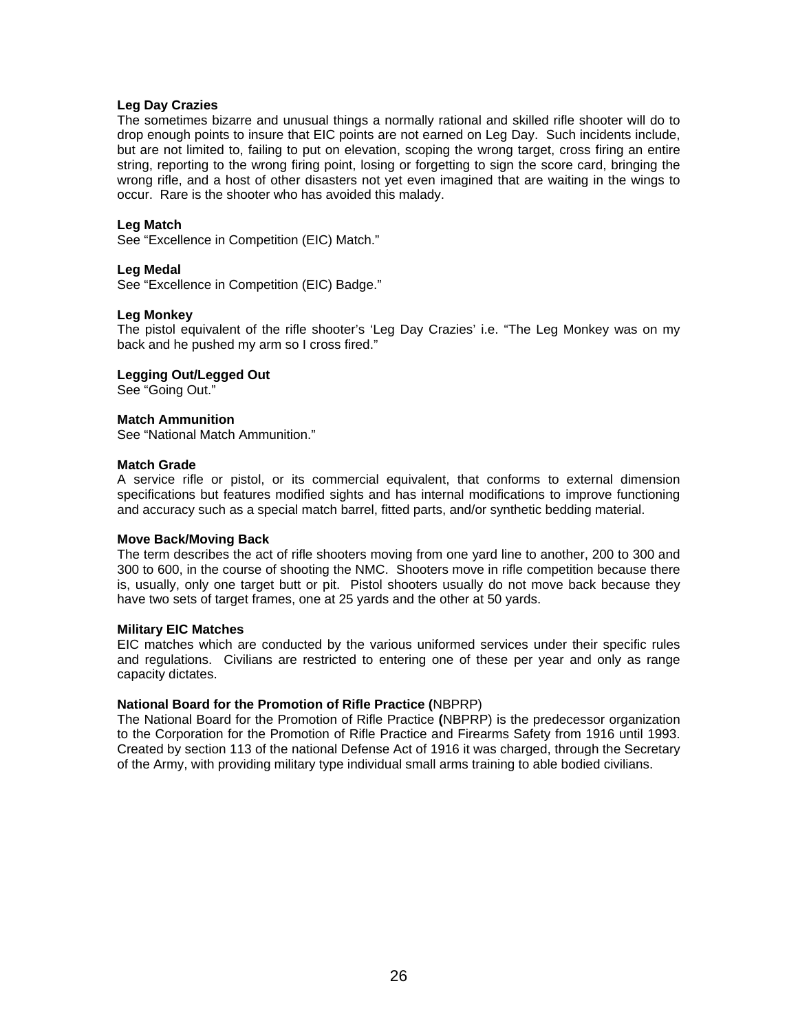**Leg Day Crazies**

The sometimes bizarre and unusual things a normally rational and skilled rifle shooter will do to drop enough points to insure that EIC points are not earned on Leg Day. Such incidents include, but are not limited to, failing to put on elevation, scoping the wrong target, cross firing an entire string, reporting to the wrong firing point, losing or forgetting to sign the score card, bringing the wrong rifle, and a host of other disasters not yet even imagined that are waiting in the wings to occur. Rare is the shooter who has avoided this malady.

**Leg Match**

See "Excellence in Competition (EIC) Match."

**Leg Medal**

See "Excellence in Competition (EIC) Badge."

**Leg Monkey**

The pistol equivalent of the rifle shooter's 'Leg Day Crazies' i.e. "The Leg Monkey was on my back and he pushed my arm so I cross fired."

**Legging Out/Legged Out**

See "Going Out."

**Match Ammunition**

See "National Match Ammunition."

**Match Grade**

A service rifle or pistol, or its commercial equivalent, that conforms to external dimension specifications but features modified sights and has internal modifications to improve functioning and accuracy such as a special match barrel, fitted parts, and/or synthetic bedding material.

**Move Back/Moving Back**

The term describes the act of rifle shooters moving from one yard line to another, 200 to 300 and 300 to 600, in the course of shooting the NMC. Shooters move in rifle competition because there is, usually, only one target butt or pit. Pistol shooters usually do not move back because they have two sets of target frames, one at 25 yards and the other at 50 yards.

**Military EIC Matches**

EIC matches which are conducted by the various uniformed services under their specific rules and regulations. Civilians are restricted to entering one of these per year and only as range capacity dictates.

**National Board for the Promotion of Rifle Practice (**NBPRP)

The National Board for the Promotion of Rifle Practice **(**NBPRP) is the predecessor organization to the Corporation for the Promotion of Rifle Practice and Firearms Safety from 1916 until 1993. Created by section 113 of the national Defense Act of 1916 it was charged, through the Secretary of the Army, with providing military type individual small arms training to able bodied civilians.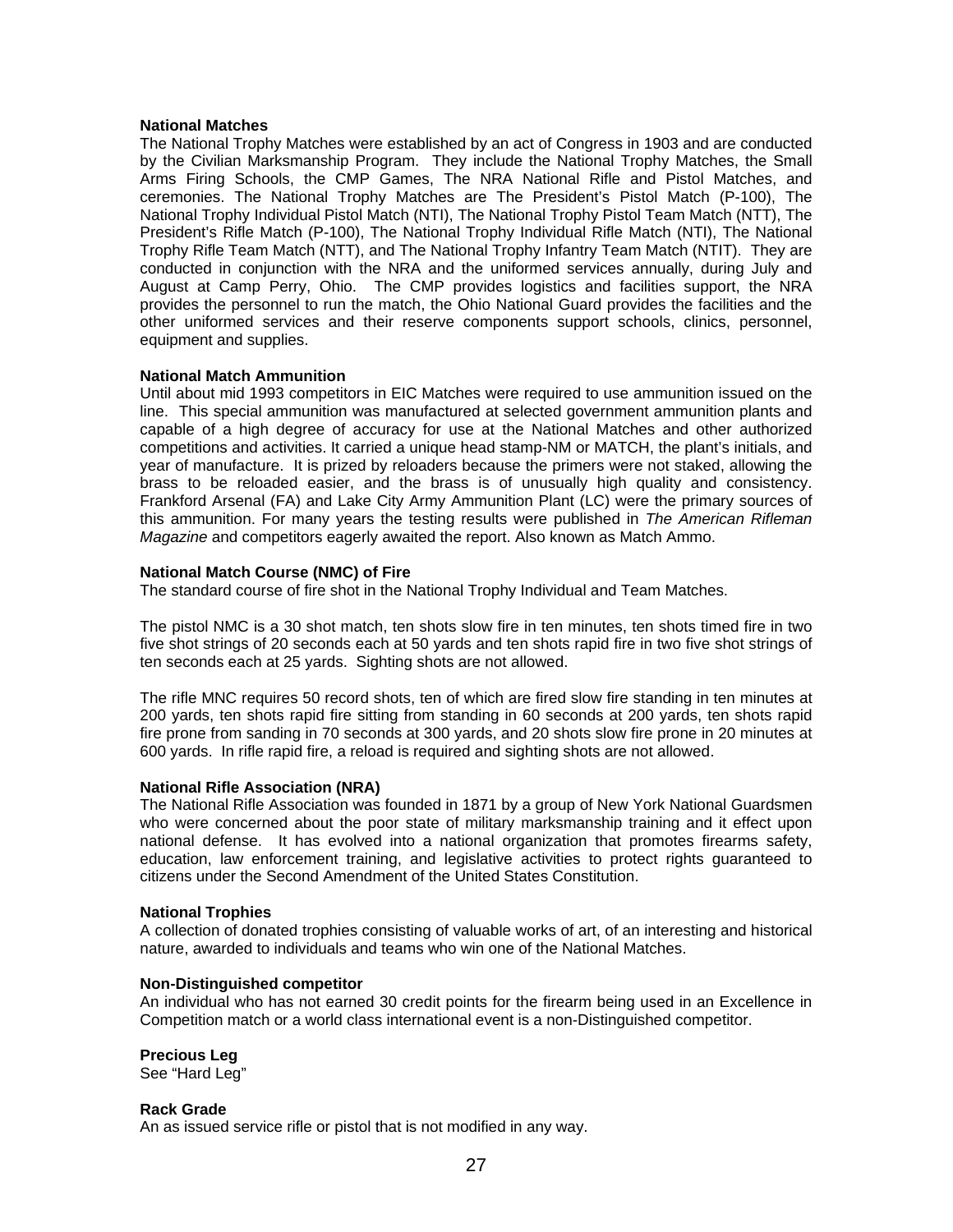**National Matches**
The National Trophy Matches were established by an act of Congress in 1903 and are conducted by the Civilian Marksmanship Program. They include the National Trophy Matches, the Small Arms Firing Schools, the CMP Games, The NRA National Rifle and Pistol Matches, and ceremonies. The National Trophy Matches are The President's Pistol Match (P-100), The National Trophy Individual Pistol Match (NTI), The National Trophy Pistol Team Match (NTT), The President's Rifle Match (P-100), The National Trophy Individual Rifle Match (NTI), The National Trophy Rifle Team Match (NTT), and The National Trophy Infantry Team Match (NTIT). They are conducted in conjunction with the NRA and the uniformed services annually, during July and August at Camp Perry, Ohio. The CMP provides logistics and facilities support, the NRA provides the personnel to run the match, the Ohio National Guard provides the facilities and the other uniformed services and their reserve components support schools, clinics, personnel, equipment and supplies.

**National Match Ammunition**
Until about mid 1993 competitors in EIC Matches were required to use ammunition issued on the line. This special ammunition was manufactured at selected government ammunition plants and capable of a high degree of accuracy for use at the National Matches and other authorized competitions and activities. It carried a unique head stamp-NM or MATCH, the plant's initials, and year of manufacture. It is prized by reloaders because the primers were not staked, allowing the brass to be reloaded easier, and the brass is of unusually high quality and consistency. Frankford Arsenal (FA) and Lake City Army Ammunition Plant (LC) were the primary sources of this ammunition. For many years the testing results were published in *The American Rifleman Magazine* and competitors eagerly awaited the report. Also known as Match Ammo.

**National Match Course (NMC) of Fire**
The standard course of fire shot in the National Trophy Individual and Team Matches.

The pistol NMC is a 30 shot match, ten shots slow fire in ten minutes, ten shots timed fire in two five shot strings of 20 seconds each at 50 yards and ten shots rapid fire in two five shot strings of ten seconds each at 25 yards. Sighting shots are not allowed.

The rifle MNC requires 50 record shots, ten of which are fired slow fire standing in ten minutes at 200 yards, ten shots rapid fire sitting from standing in 60 seconds at 200 yards, ten shots rapid fire prone from sanding in 70 seconds at 300 yards, and 20 shots slow fire prone in 20 minutes at 600 yards. In rifle rapid fire, a reload is required and sighting shots are not allowed.

**National Rifle Association (NRA)**
The National Rifle Association was founded in 1871 by a group of New York National Guardsmen who were concerned about the poor state of military marksmanship training and it effect upon national defense. It has evolved into a national organization that promotes firearms safety, education, law enforcement training, and legislative activities to protect rights guaranteed to citizens under the Second Amendment of the United States Constitution.

**National Trophies**
A collection of donated trophies consisting of valuable works of art, of an interesting and historical nature, awarded to individuals and teams who win one of the National Matches.

**Non-Distinguished competitor**
An individual who has not earned 30 credit points for the firearm being used in an Excellence in Competition match or a world class international event is a non-Distinguished competitor.

**Precious Leg**
See "Hard Leg"

**Rack Grade**
An as issued service rifle or pistol that is not modified in any way.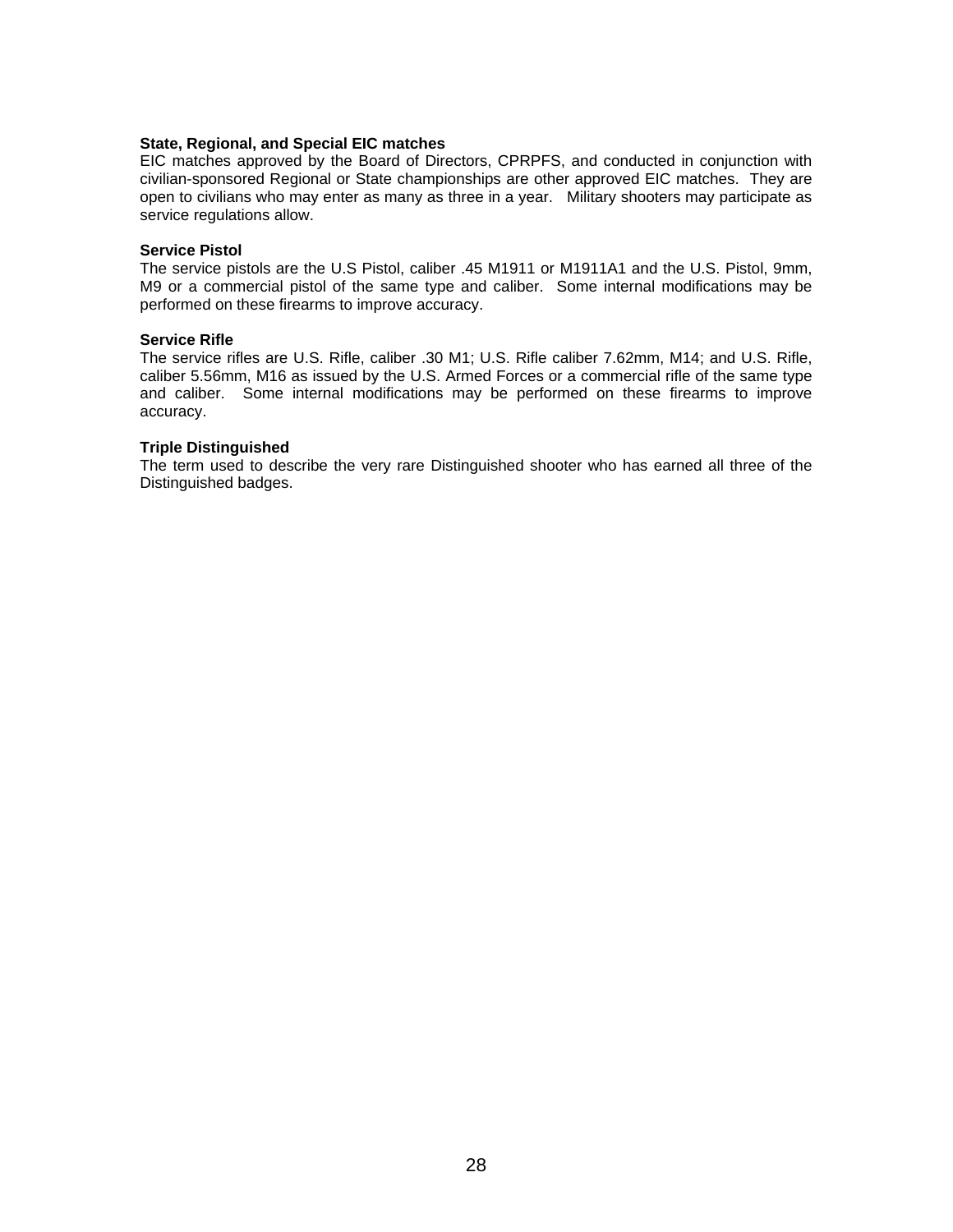**State, Regional, and Special EIC matches**
EIC matches approved by the Board of Directors, CPRPFS, and conducted in conjunction with civilian-sponsored Regional or State championships are other approved EIC matches. They are open to civilians who may enter as many as three in a year. Military shooters may participate as service regulations allow.

**Service Pistol**
The service pistols are the U.S Pistol, caliber .45 M1911 or M1911A1 and the U.S. Pistol, 9mm, M9 or a commercial pistol of the same type and caliber. Some internal modifications may be performed on these firearms to improve accuracy.

**Service Rifle**
The service rifles are U.S. Rifle, caliber .30 M1; U.S. Rifle caliber 7.62mm, M14; and U.S. Rifle, caliber 5.56mm, M16 as issued by the U.S. Armed Forces or a commercial rifle of the same type and caliber. Some internal modifications may be performed on these firearms to improve accuracy.

**Triple Distinguished**
The term used to describe the very rare Distinguished shooter who has earned all three of the Distinguished badges.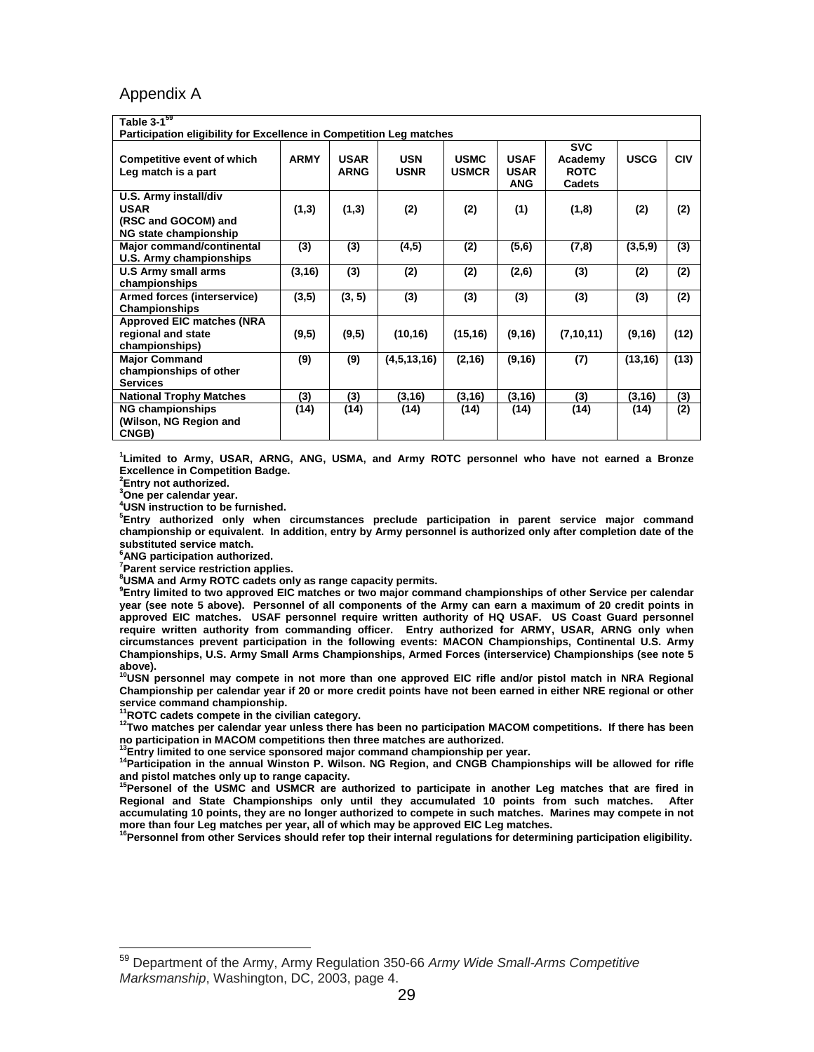# Appendix A

| **Table 3-1[59]**<br>**Participation eligibility for Excellence in Competition Leg matches** | | | | | | | | |
|---|---|---|---|---|---|---|---|---|
| **Competitive event of which Leg match is a part** | **ARMY** | **USAR ARNG** | **USN USNR** | **USMC USMCR** | **USAF USAR ANG** | **SVC Academy ROTC Cadets** | **USCG** | **CIV** |
| **U.S. Army install/div USAR (RSC and GOCOM) and NG state championship** | **(1,3)** | **(1,3)** | **(2)** | **(2)** | **(1)** | **(1,8)** | **(2)** | **(2)** |
| **Major command/continental U.S. Army championships** | **(3)** | **(3)** | **(4,5)** | **(2)** | **(5,6)** | **(7,8)** | **(3,5,9)** | **(3)** |
| **U.S Army small arms championships** | **(3,16)** | **(3)** | **(2)** | **(2)** | **(2,6)** | **(3)** | **(2)** | **(2)** |
| **Armed forces (interservice) Championships** | **(3,5)** | **(3, 5)** | **(3)** | **(3)** | **(3)** | **(3)** | **(3)** | **(2)** |
| **Approved EIC matches (NRA regional and state championships)** | **(9,5)** | **(9,5)** | **(10,16)** | **(15,16)** | **(9,16)** | **(7,10,11)** | **(9,16)** | **(12)** |
| **Major Command championships of other Services** | **(9)** | **(9)** | **(4,5,13,16)** | **(2,16)** | **(9,16)** | **(7)** | **(13,16)** | **(13)** |
| **National Trophy Matches** | **(3)** | **(3)** | **(3,16)** | **(3,16)** | **(3,16)** | **(3)** | **(3,16)** | **(3)** |
| **NG championships (Wilson, NG Region and CNGB)** | **(14)** | **(14)** | **(14)** | **(14)** | **(14)** | **(14)** | **(14)** | **(2)** |

**[1]Limited to Army, USAR, ARNG, ANG, USMA, and Army ROTC personnel who have not earned a Bronze Excellence in Competition Badge.**
**[2]Entry not authorized.**
**[3]One per calendar year.**
**[4]USN instruction to be furnished.**
**[5]Entry authorized only when circumstances preclude participation in parent service major command championship or equivalent. In addition, entry by Army personnel is authorized only after completion date of the substituted service match.**
**[6]ANG participation authorized.**
**[7]Parent service restriction applies.**
**[8]USMA and Army ROTC cadets only as range capacity permits.**
**[9]Entry limited to two approved EIC matches or two major command championships of other Service per calendar year (see note 5 above). Personnel of all components of the Army can earn a maximum of 20 credit points in approved EIC matches. USAF personnel require written authority of HQ USAF. US Coast Guard personnel require written authority from commanding officer. Entry authorized for ARMY, USAR, ARNG only when circumstances prevent participation in the following events: MACON Championships, Continental U.S. Army Championships, U.S. Army Small Arms Championships, Armed Forces (interservice) Championships (see note 5 above).**
**[10]USN personnel may compete in not more than one approved EIC rifle and/or pistol match in NRA Regional Championship per calendar year if 20 or more credit points have not been earned in either NRE regional or other service command championship.**
**[11]ROTC cadets compete in the civilian category.**
**[12]Two matches per calendar year unless there has been no participation MACOM competitions. If there has been no participation in MACOM competitions then three matches are authorized.**
**[13]Entry limited to one service sponsored major command championship per year.**
**[14]Participation in the annual Winston P. Wilson. NG Region, and CNGB Championships will be allowed for rifle and pistol matches only up to range capacity.**
**[15]Personel of the USMC and USMCR are authorized to participate in another Leg matches that are fired in Regional and State Championships only until they accumulated 10 points from such matches. After accumulating 10 points, they are no longer authorized to compete in such matches. Marines may compete in not more than four Leg matches per year, all of which may be approved EIC Leg matches.**
**[16]Personnel from other Services should refer top their internal regulations for determining participation eligibility.**

---

[59] Department of the Army, Army Regulation 350-66 *Army Wide Small-Arms Competitive Marksmanship*, Washington, DC, 2003, page 4.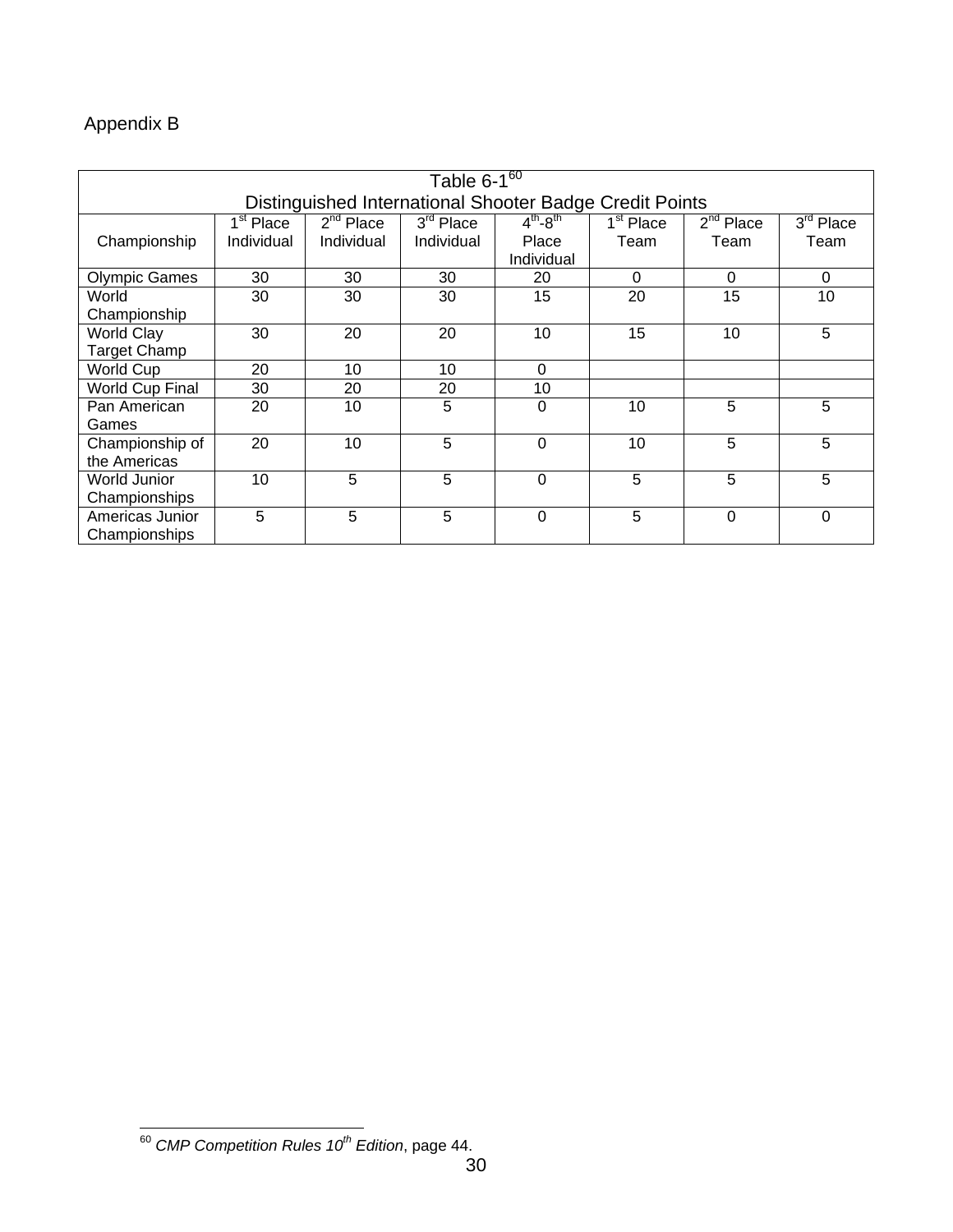Appendix B

| Table 6-1[60] Distinguished International Shooter Badge Credit Points | | | | | | | |
|---|---|---|---|---|---|---|---|
| Championship | 1st Place Individual | 2nd Place Individual | 3rd Place Individual | 4th-8th Place Individual | 1st Place Team | 2nd Place Team | 3rd Place Team |
| Olympic Games | 30 | 30 | 30 | 20 | 0 | 0 | 0 |
| World Championship | 30 | 30 | 30 | 15 | 20 | 15 | 10 |
| World Clay Target Champ | 30 | 20 | 20 | 10 | 15 | 10 | 5 |
| World Cup | 20 | 10 | 10 | 0 | | | |
| World Cup Final | 30 | 20 | 20 | 10 | | | |
| Pan American Games | 20 | 10 | 5 | 0 | 10 | 5 | 5 |
| Championship of the Americas | 20 | 10 | 5 | 0 | 10 | 5 | 5 |
| World Junior Championships | 10 | 5 | 5 | 0 | 5 | 5 | 5 |
| Americas Junior Championships | 5 | 5 | 5 | 0 | 5 | 0 | 0 |

[60] *CMP Competition Rules 10th Edition*, page 44.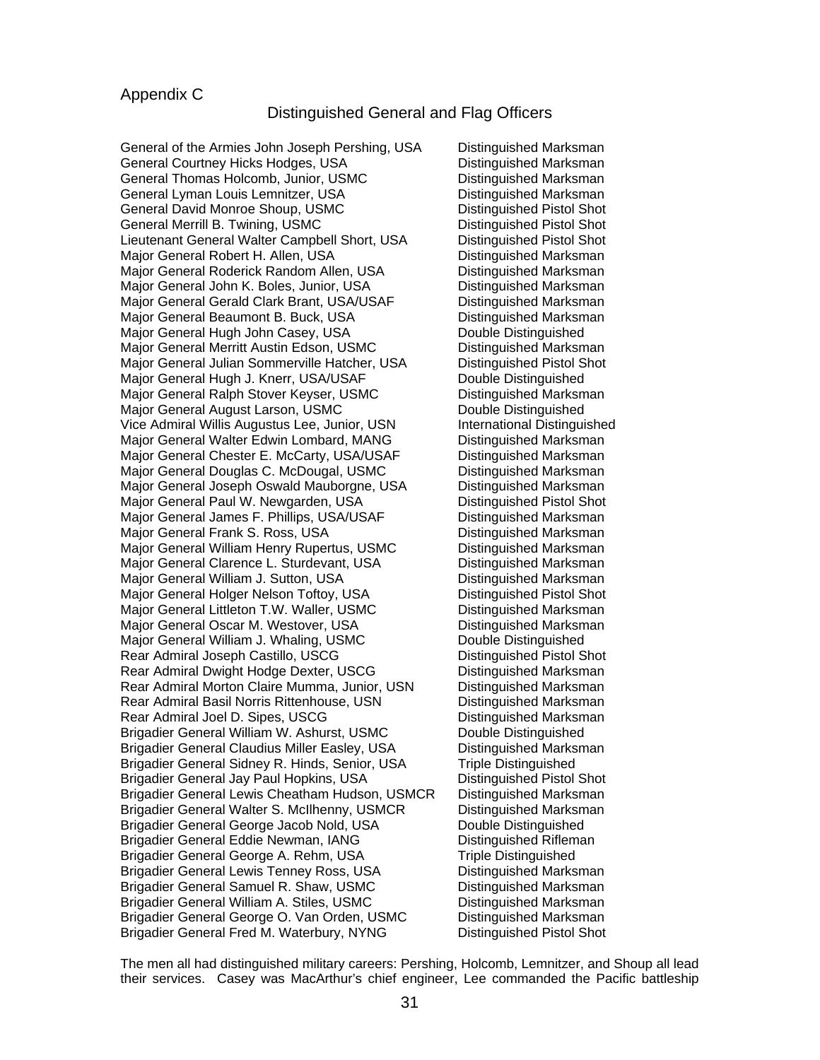Appendix C

## Distinguished General and Flag Officers

| | |
|---|---|
| General of the Armies John Joseph Pershing, USA | Distinguished Marksman |
| General Courtney Hicks Hodges, USA | Distinguished Marksman |
| General Thomas Holcomb, Junior, USMC | Distinguished Marksman |
| General Lyman Louis Lemnitzer, USA | Distinguished Marksman |
| General David Monroe Shoup, USMC | Distinguished Pistol Shot |
| General Merrill B. Twining, USMC | Distinguished Pistol Shot |
| Lieutenant General Walter Campbell Short, USA | Distinguished Pistol Shot |
| Major General Robert H. Allen, USA | Distinguished Marksman |
| Major General Roderick Random Allen, USA | Distinguished Marksman |
| Major General John K. Boles, Junior, USA | Distinguished Marksman |
| Major General Gerald Clark Brant, USA/USAF | Distinguished Marksman |
| Major General Beaumont B. Buck, USA | Distinguished Marksman |
| Major General Hugh John Casey, USA | Double Distinguished |
| Major General Merritt Austin Edson, USMC | Distinguished Marksman |
| Major General Julian Sommerville Hatcher, USA | Distinguished Pistol Shot |
| Major General Hugh J. Knerr, USA/USAF | Double Distinguished |
| Major General Ralph Stover Keyser, USMC | Distinguished Marksman |
| Major General August Larson, USMC | Double Distinguished |
| Vice Admiral Willis Augustus Lee, Junior, USN | International Distinguished |
| Major General Walter Edwin Lombard, MANG | Distinguished Marksman |
| Major General Chester E. McCarty, USA/USAF | Distinguished Marksman |
| Major General Douglas C. McDougal, USMC | Distinguished Marksman |
| Major General Joseph Oswald Mauborgne, USA | Distinguished Marksman |
| Major General Paul W. Newgarden, USA | Distinguished Pistol Shot |
| Major General James F. Phillips, USA/USAF | Distinguished Marksman |
| Major General Frank S. Ross, USA | Distinguished Marksman |
| Major General William Henry Rupertus, USMC | Distinguished Marksman |
| Major General Clarence L. Sturdevant, USA | Distinguished Marksman |
| Major General William J. Sutton, USA | Distinguished Marksman |
| Major General Holger Nelson Toftoy, USA | Distinguished Pistol Shot |
| Major General Littleton T.W. Waller, USMC | Distinguished Marksman |
| Major General Oscar M. Westover, USA | Distinguished Marksman |
| Major General William J. Whaling, USMC | Double Distinguished |
| Rear Admiral Joseph Castillo, USCG | Distinguished Pistol Shot |
| Rear Admiral Dwight Hodge Dexter, USCG | Distinguished Marksman |
| Rear Admiral Morton Claire Mumma, Junior, USN | Distinguished Marksman |
| Rear Admiral Basil Norris Rittenhouse, USN | Distinguished Marksman |
| Rear Admiral Joel D. Sipes, USCG | Distinguished Marksman |
| Brigadier General William W. Ashurst, USMC | Double Distinguished |
| Brigadier General Claudius Miller Easley, USA | Distinguished Marksman |
| Brigadier General Sidney R. Hinds, Senior, USA | Triple Distinguished |
| Brigadier General Jay Paul Hopkins, USA | Distinguished Pistol Shot |
| Brigadier General Lewis Cheatham Hudson, USMCR | Distinguished Marksman |
| Brigadier General Walter S. McIlhenny, USMCR | Distinguished Marksman |
| Brigadier General George Jacob Nold, USA | Double Distinguished |
| Brigadier General Eddie Newman, IANG | Distinguished Rifleman |
| Brigadier General George A. Rehm, USA | Triple Distinguished |
| Brigadier General Lewis Tenney Ross, USA | Distinguished Marksman |
| Brigadier General Samuel R. Shaw, USMC | Distinguished Marksman |
| Brigadier General William A. Stiles, USMC | Distinguished Marksman |
| Brigadier General George O. Van Orden, USMC | Distinguished Marksman |
| Brigadier General Fred M. Waterbury, NYNG | Distinguished Pistol Shot |

The men all had distinguished military careers: Pershing, Holcomb, Lemnitzer, and Shoup all lead their services. Casey was MacArthur's chief engineer, Lee commanded the Pacific battleship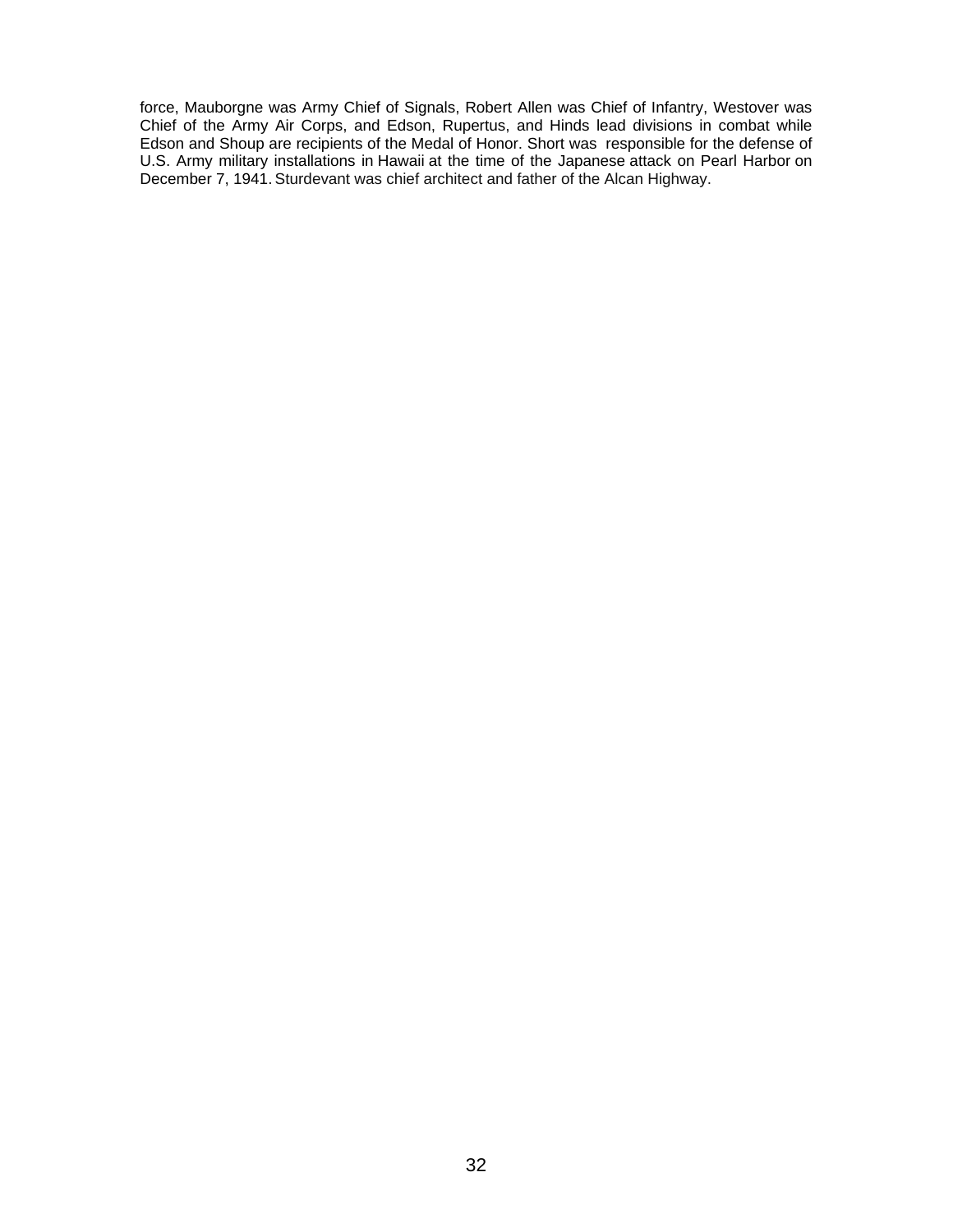force, Mauborgne was Army Chief of Signals, Robert Allen was Chief of Infantry, Westover was Chief of the Army Air Corps, and Edson, Rupertus, and Hinds lead divisions in combat while Edson and Shoup are recipients of the Medal of Honor. Short was responsible for the defense of U.S. Army military installations in Hawaii at the time of the Japanese attack on Pearl Harbor on December 7, 1941. Sturdevant was chief architect and father of the Alcan Highway.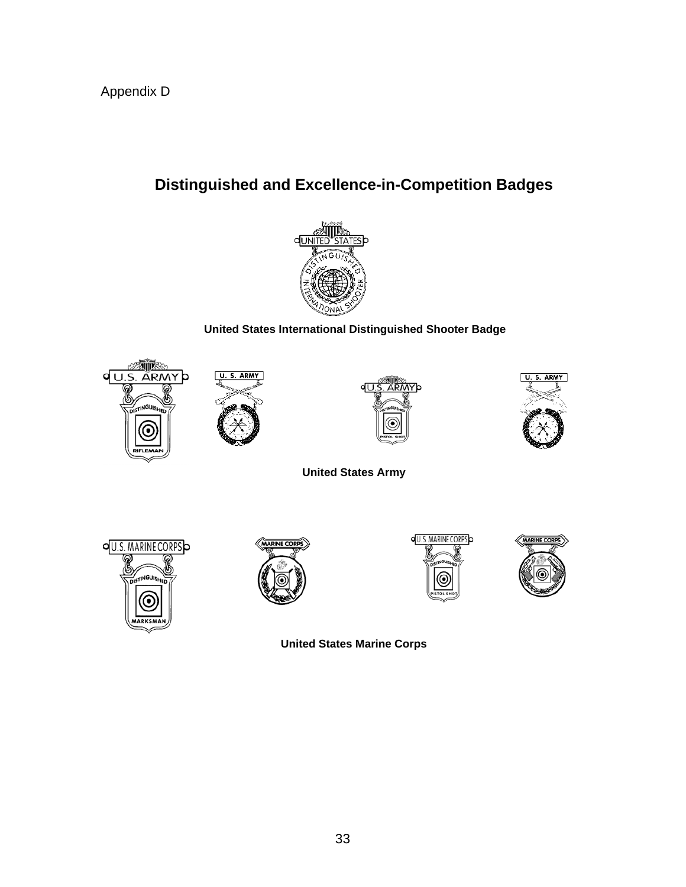Appendix D

## Distinguished and Excellence-in-Competition Badges

**United States International Distinguished Shooter Badge**

**United States Army**

**United States Marine Corps**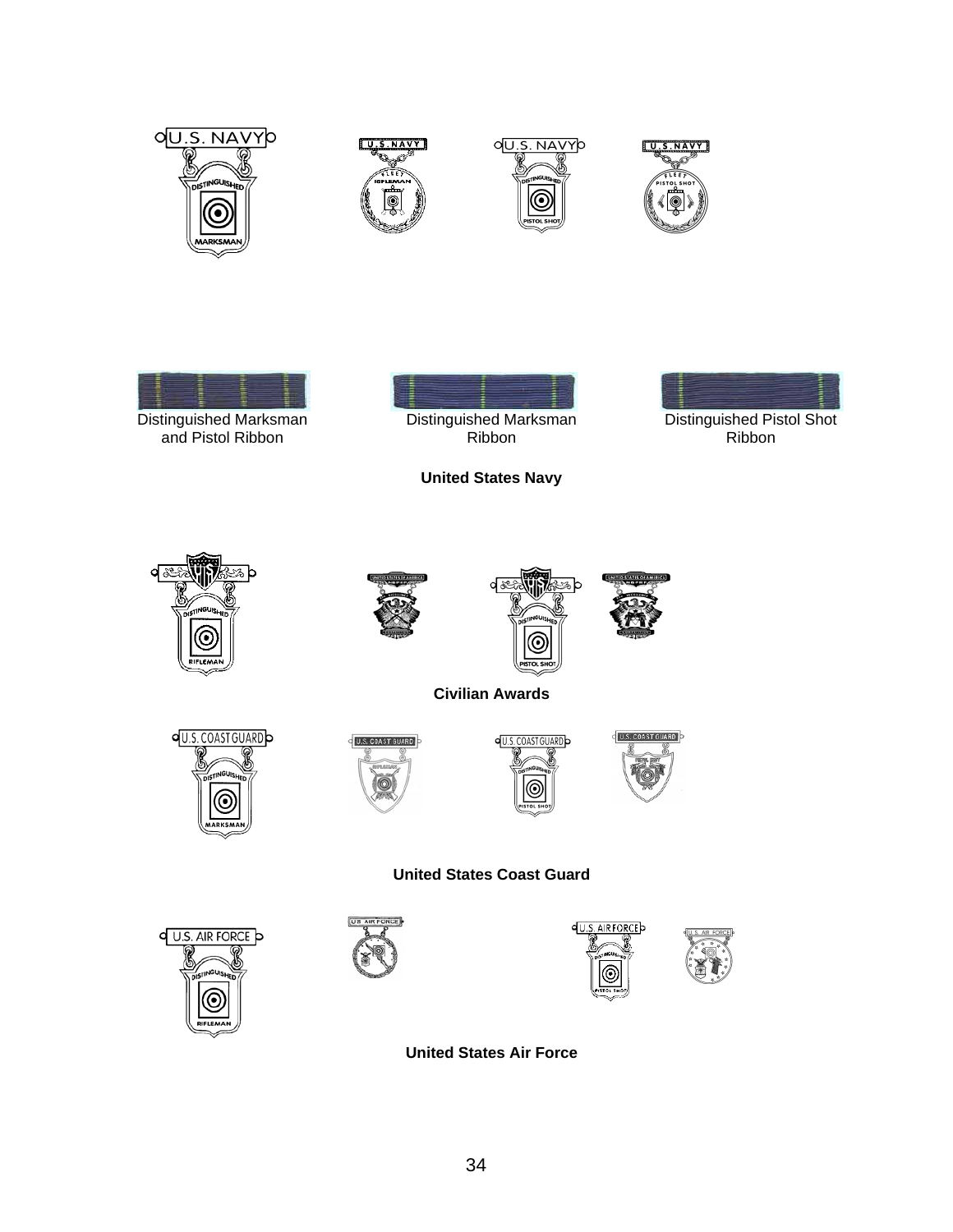Distinguished Marksman and Pistol Ribbon

Distinguished Marksman Ribbon

Distinguished Pistol Shot Ribbon

**United States Navy**

**Civilian Awards**

**United States Coast Guard**

**United States Air Force**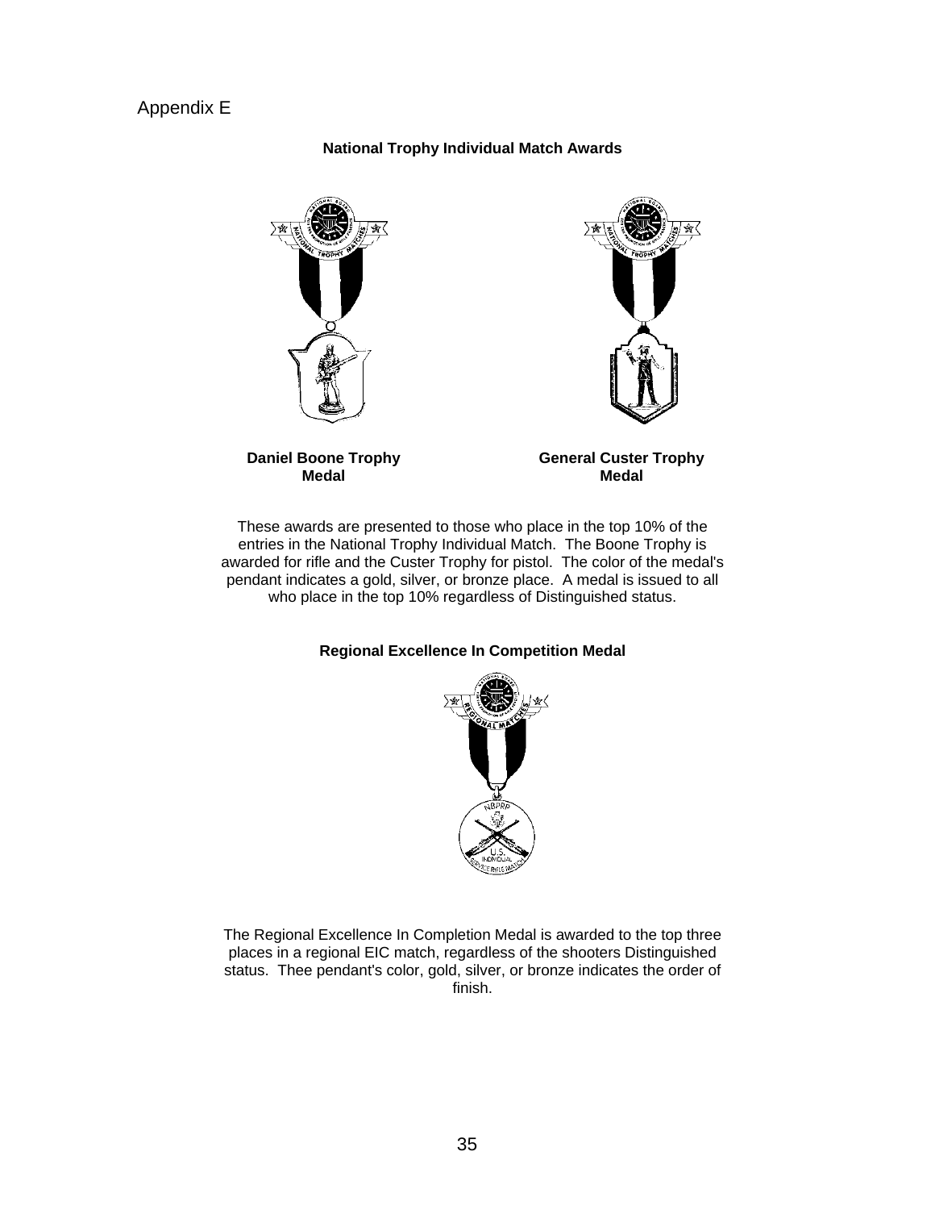Appendix E

### National Trophy Individual Match Awards

**Daniel Boone Trophy Medal**

**General Custer Trophy Medal**

These awards are presented to those who place in the top 10% of the entries in the National Trophy Individual Match. The Boone Trophy is awarded for rifle and the Custer Trophy for pistol. The color of the medal's pendant indicates a gold, silver, or bronze place. A medal is issued to all who place in the top 10% regardless of Distinguished status.

### Regional Excellence In Competition Medal

The Regional Excellence In Completion Medal is awarded to the top three places in a regional EIC match, regardless of the shooters Distinguished status. Thee pendant's color, gold, silver, or bronze indicates the order of finish.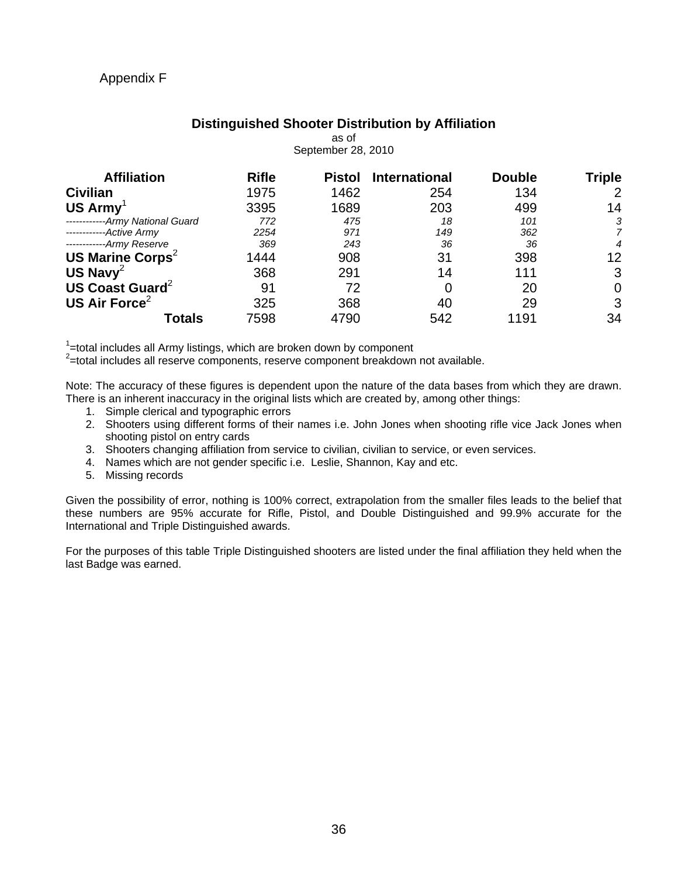Appendix F

## Distinguished Shooter Distribution by Affiliation

as of
September 28, 2010

| Affiliation | Rifle | Pistol | International | Double | Triple |
|---|---|---|---|---|---|
| **Civilian** | 1975 | 1462 | 254 | 134 | 2 |
| **US Army**[1] | 3395 | 1689 | 203 | 499 | 14 |
| ------------*Army National Guard* | *772* | *475* | *18* | *101* | *3* |
| ------------*Active Army* | *2254* | *971* | *149* | *362* | *7* |
| ------------*Army Reserve* | *369* | *243* | *36* | *36* | *4* |
| **US Marine Corps**[2] | 1444 | 908 | 31 | 398 | 12 |
| **US Navy**[2] | 368 | 291 | 14 | 111 | 3 |
| **US Coast Guard**[2] | 91 | 72 | 0 | 20 | 0 |
| **US Air Force**[2] | 325 | 368 | 40 | 29 | 3 |
| **Totals** | 7598 | 4790 | 542 | 1191 | 34 |

[1]=total includes all Army listings, which are broken down by component
[2]=total includes all reserve components, reserve component breakdown not available.

Note: The accuracy of these figures is dependent upon the nature of the data bases from which they are drawn. There is an inherent inaccuracy in the original lists which are created by, among other things:

1. Simple clerical and typographic errors
2. Shooters using different forms of their names i.e. John Jones when shooting rifle vice Jack Jones when shooting pistol on entry cards
3. Shooters changing affiliation from service to civilian, civilian to service, or even services.
4. Names which are not gender specific i.e. Leslie, Shannon, Kay and etc.
5. Missing records

Given the possibility of error, nothing is 100% correct, extrapolation from the smaller files leads to the belief that these numbers are 95% accurate for Rifle, Pistol, and Double Distinguished and 99.9% accurate for the International and Triple Distinguished awards.

For the purposes of this table Triple Distinguished shooters are listed under the final affiliation they held when the last Badge was earned.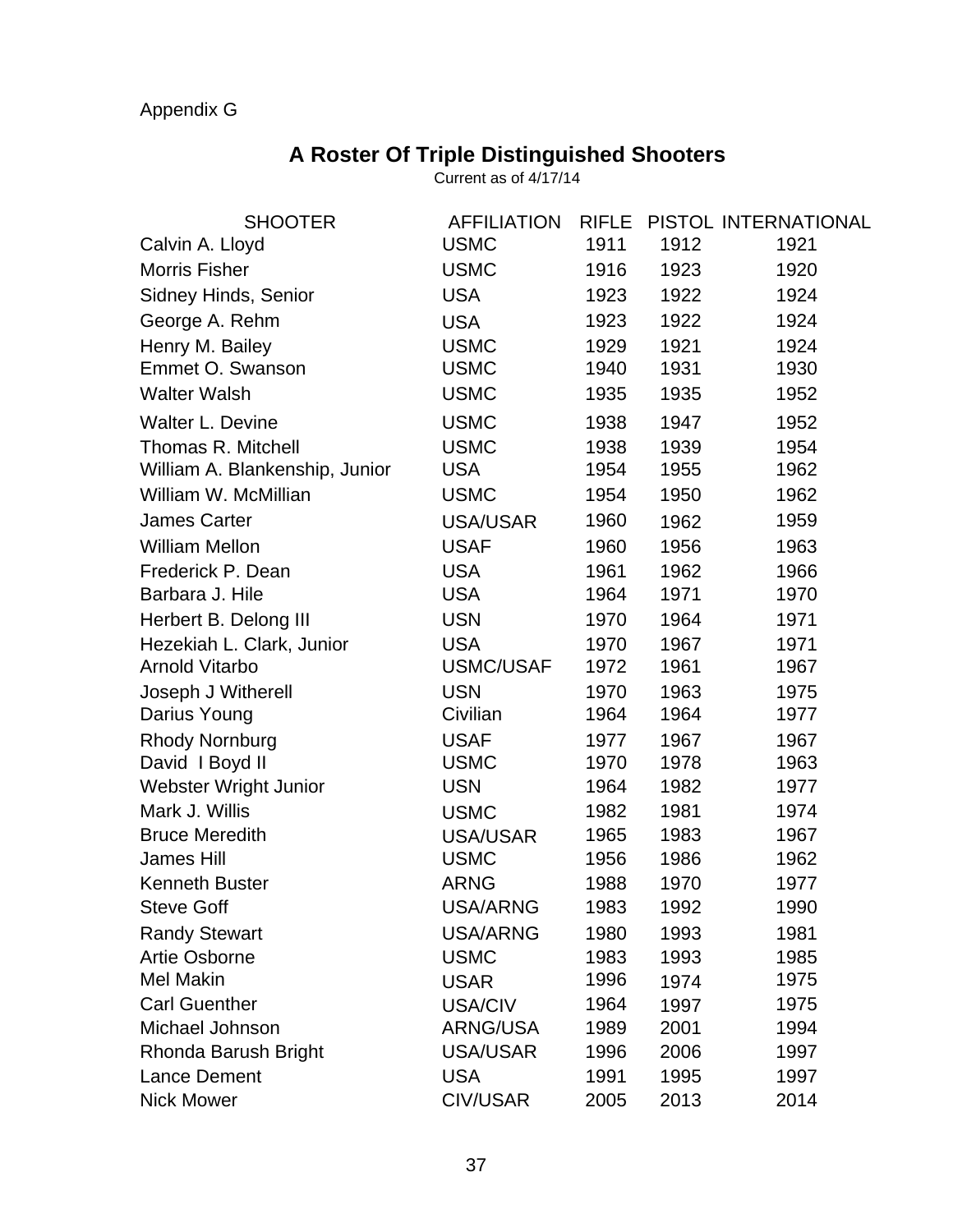Appendix G

# A Roster Of Triple Distinguished Shooters

Current as of 4/17/14

| SHOOTER | AFFILIATION | RIFLE | PISTOL | INTERNATIONAL |
|---|---|---|---|---|
| Calvin A. Lloyd | USMC | 1911 | 1912 | 1921 |
| Morris Fisher | USMC | 1916 | 1923 | 1920 |
| Sidney Hinds, Senior | USA | 1923 | 1922 | 1924 |
| George A. Rehm | USA | 1923 | 1922 | 1924 |
| Henry M. Bailey | USMC | 1929 | 1921 | 1924 |
| Emmet O. Swanson | USMC | 1940 | 1931 | 1930 |
| Walter Walsh | USMC | 1935 | 1935 | 1952 |
| Walter L. Devine | USMC | 1938 | 1947 | 1952 |
| Thomas R. Mitchell | USMC | 1938 | 1939 | 1954 |
| William A. Blankenship, Junior | USA | 1954 | 1955 | 1962 |
| William W. McMillian | USMC | 1954 | 1950 | 1962 |
| James Carter | USA/USAR | 1960 | 1962 | 1959 |
| William Mellon | USAF | 1960 | 1956 | 1963 |
| Frederick P. Dean | USA | 1961 | 1962 | 1966 |
| Barbara J. Hile | USA | 1964 | 1971 | 1970 |
| Herbert B. Delong III | USN | 1970 | 1964 | 1971 |
| Hezekiah L. Clark, Junior | USA | 1970 | 1967 | 1971 |
| Arnold Vitarbo | USMC/USAF | 1972 | 1961 | 1967 |
| Joseph J Witherell | USN | 1970 | 1963 | 1975 |
| Darius Young | Civilian | 1964 | 1964 | 1977 |
| Rhody Nornburg | USAF | 1977 | 1967 | 1967 |
| David I Boyd II | USMC | 1970 | 1978 | 1963 |
| Webster Wright Junior | USN | 1964 | 1982 | 1977 |
| Mark J. Willis | USMC | 1982 | 1981 | 1974 |
| Bruce Meredith | USA/USAR | 1965 | 1983 | 1967 |
| James Hill | USMC | 1956 | 1986 | 1962 |
| Kenneth Buster | ARNG | 1988 | 1970 | 1977 |
| Steve Goff | USA/ARNG | 1983 | 1992 | 1990 |
| Randy Stewart | USA/ARNG | 1980 | 1993 | 1981 |
| Artie Osborne | USMC | 1983 | 1993 | 1985 |
| Mel Makin | USAR | 1996 | 1974 | 1975 |
| Carl Guenther | USA/CIV | 1964 | 1997 | 1975 |
| Michael Johnson | ARNG/USA | 1989 | 2001 | 1994 |
| Rhonda Barush Bright | USA/USAR | 1996 | 2006 | 1997 |
| Lance Dement | USA | 1991 | 1995 | 1997 |
| Nick Mower | CIV/USAR | 2005 | 2013 | 2014 |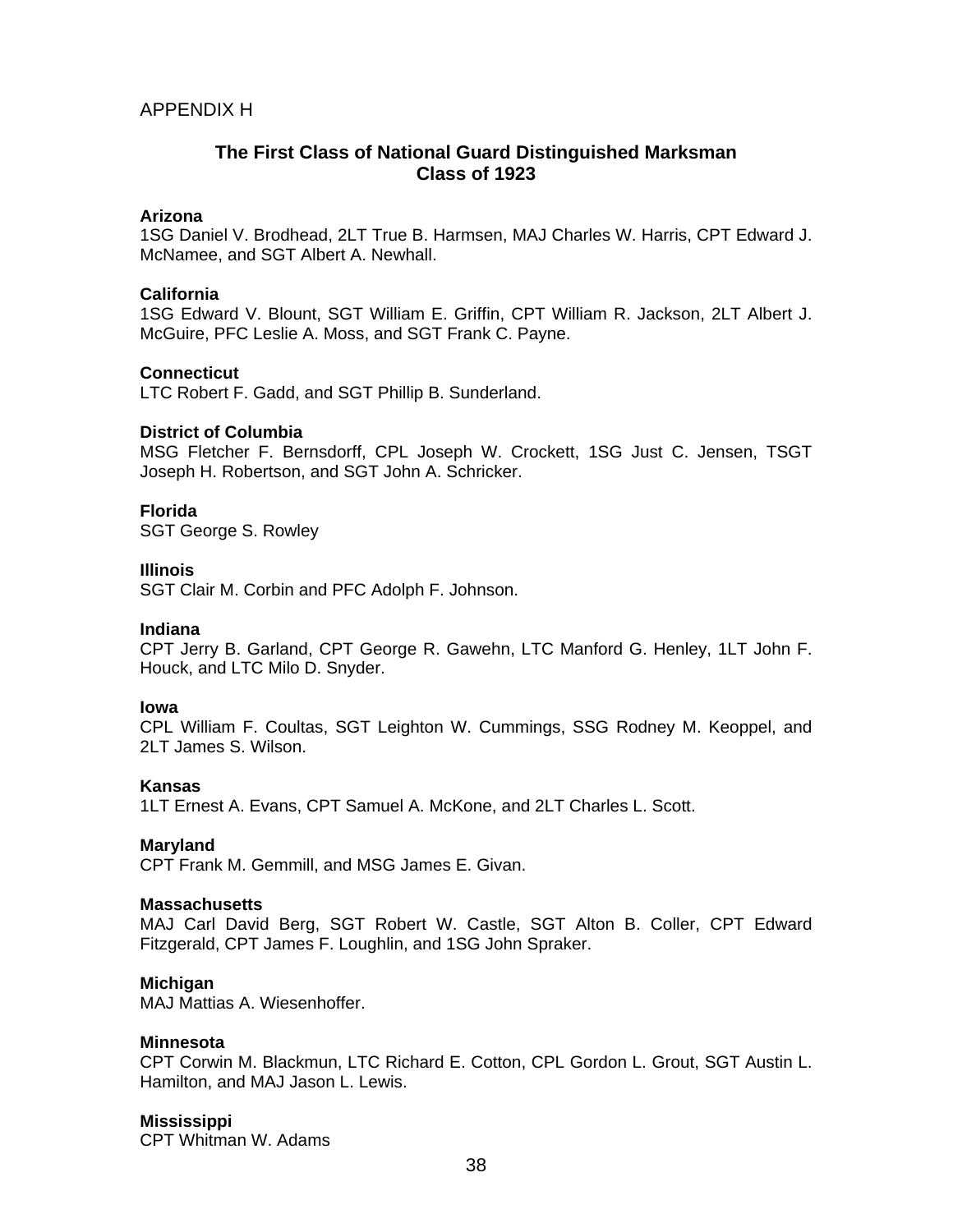APPENDIX H

## The First Class of National Guard Distinguished Marksman Class of 1923

**Arizona**
1SG Daniel V. Brodhead, 2LT True B. Harmsen, MAJ Charles W. Harris, CPT Edward J. McNamee, and SGT Albert A. Newhall.

**California**
1SG Edward V. Blount, SGT William E. Griffin, CPT William R. Jackson, 2LT Albert J. McGuire, PFC Leslie A. Moss, and SGT Frank C. Payne.

**Connecticut**
LTC Robert F. Gadd, and SGT Phillip B. Sunderland.

**District of Columbia**
MSG Fletcher F. Bernsdorff, CPL Joseph W. Crockett, 1SG Just C. Jensen, TSGT Joseph H. Robertson, and SGT John A. Schricker.

**Florida**
SGT George S. Rowley

**Illinois**
SGT Clair M. Corbin and PFC Adolph F. Johnson.

**Indiana**
CPT Jerry B. Garland, CPT George R. Gawehn, LTC Manford G. Henley, 1LT John F. Houck, and LTC Milo D. Snyder.

**Iowa**
CPL William F. Coultas, SGT Leighton W. Cummings, SSG Rodney M. Keoppel, and 2LT James S. Wilson.

**Kansas**
1LT Ernest A. Evans, CPT Samuel A. McKone, and 2LT Charles L. Scott.

**Maryland**
CPT Frank M. Gemmill, and MSG James E. Givan.

**Massachusetts**
MAJ Carl David Berg, SGT Robert W. Castle, SGT Alton B. Coller, CPT Edward Fitzgerald, CPT James F. Loughlin, and 1SG John Spraker.

**Michigan**
MAJ Mattias A. Wiesenhoffer.

**Minnesota**
CPT Corwin M. Blackmun, LTC Richard E. Cotton, CPL Gordon L. Grout, SGT Austin L. Hamilton, and MAJ Jason L. Lewis.

**Mississippi**
CPT Whitman W. Adams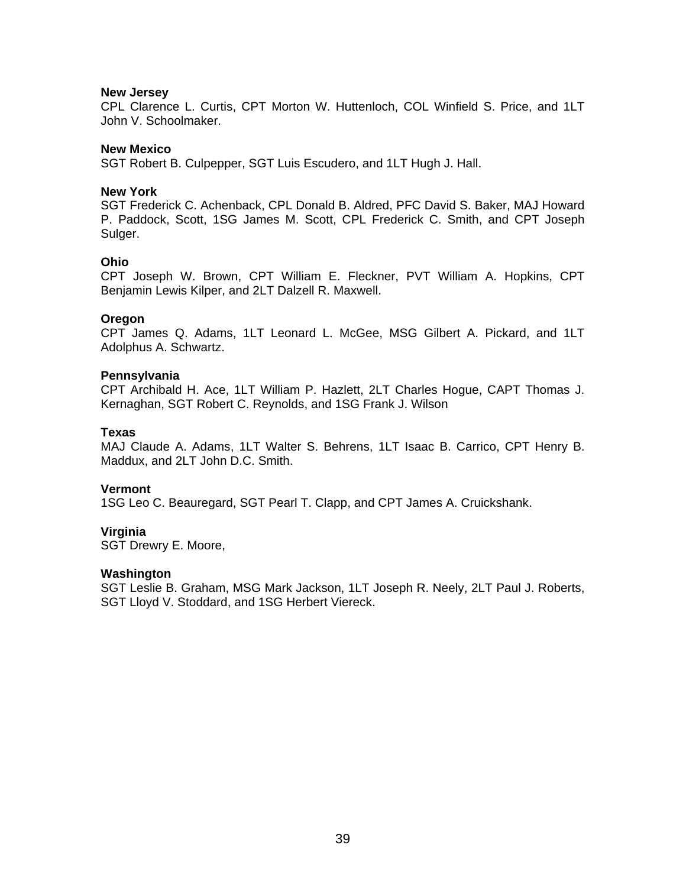**New Jersey**
CPL Clarence L. Curtis, CPT Morton W. Huttenloch, COL Winfield S. Price, and 1LT John V. Schoolmaker.

**New Mexico**
SGT Robert B. Culpepper, SGT Luis Escudero, and 1LT Hugh J. Hall.

**New York**
SGT Frederick C. Achenback, CPL Donald B. Aldred, PFC David S. Baker, MAJ Howard P. Paddock, Scott, 1SG James M. Scott, CPL Frederick C. Smith, and CPT Joseph Sulger.

**Ohio**
CPT Joseph W. Brown, CPT William E. Fleckner, PVT William A. Hopkins, CPT Benjamin Lewis Kilper, and 2LT Dalzell R. Maxwell.

**Oregon**
CPT James Q. Adams, 1LT Leonard L. McGee, MSG Gilbert A. Pickard, and 1LT Adolphus A. Schwartz.

**Pennsylvania**
CPT Archibald H. Ace, 1LT William P. Hazlett, 2LT Charles Hogue, CAPT Thomas J. Kernaghan, SGT Robert C. Reynolds, and 1SG Frank J. Wilson

**Texas**
MAJ Claude A. Adams, 1LT Walter S. Behrens, 1LT Isaac B. Carrico, CPT Henry B. Maddux, and 2LT John D.C. Smith.

**Vermont**
1SG Leo C. Beauregard, SGT Pearl T. Clapp, and CPT James A. Cruickshank.

**Virginia**
SGT Drewry E. Moore,

**Washington**
SGT Leslie B. Graham, MSG Mark Jackson, 1LT Joseph R. Neely, 2LT Paul J. Roberts, SGT Lloyd V. Stoddard, and 1SG Herbert Viereck.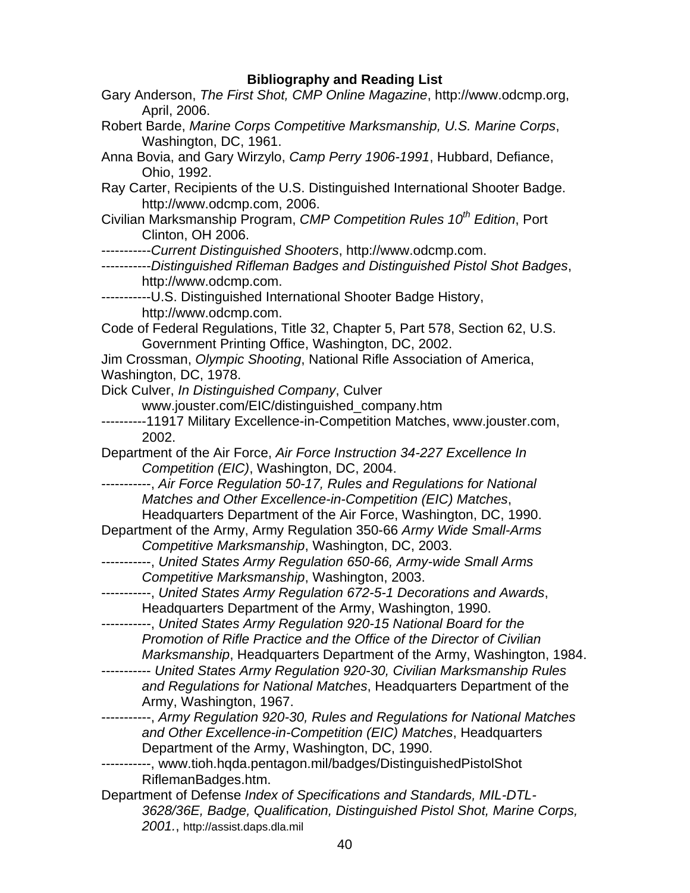## Bibliography and Reading List

Gary Anderson, *The First Shot, CMP Online Magazine*, http://www.odcmp.org, April, 2006.

Robert Barde, *Marine Corps Competitive Marksmanship, U.S. Marine Corps*, Washington, DC, 1961.

Anna Bovia, and Gary Wirzylo, *Camp Perry 1906-1991*, Hubbard, Defiance, Ohio, 1992.

Ray Carter, Recipients of the U.S. Distinguished International Shooter Badge. http://www.odcmp.com, 2006.

Civilian Marksmanship Program, *CMP Competition Rules 10th Edition*, Port Clinton, OH 2006.

-----------*Current Distinguished Shooters*, http://www.odcmp.com.

-----------*Distinguished Rifleman Badges and Distinguished Pistol Shot Badges*, http://www.odcmp.com.

-----------U.S. Distinguished International Shooter Badge History, http://www.odcmp.com.

Code of Federal Regulations, Title 32, Chapter 5, Part 578, Section 62, U.S. Government Printing Office, Washington, DC, 2002.

Jim Crossman, *Olympic Shooting*, National Rifle Association of America, Washington, DC, 1978.

Dick Culver, *In Distinguished Company*, Culver www.jouster.com/EIC/distinguished_company.htm

----------11917 Military Excellence-in-Competition Matches, www.jouster.com, 2002.

Department of the Air Force, *Air Force Instruction 34-227 Excellence In Competition (EIC)*, Washington, DC, 2004.

-----------, *Air Force Regulation 50-17, Rules and Regulations for National Matches and Other Excellence-in-Competition (EIC) Matches*, Headquarters Department of the Air Force, Washington, DC, 1990.

Department of the Army, Army Regulation 350-66 *Army Wide Small-Arms Competitive Marksmanship*, Washington, DC, 2003.

-----------, *United States Army Regulation 650-66, Army-wide Small Arms Competitive Marksmanship*, Washington, 2003.

-----------, *United States Army Regulation 672-5-1 Decorations and Awards*, Headquarters Department of the Army, Washington, 1990.

-----------, *United States Army Regulation 920-15 National Board for the Promotion of Rifle Practice and the Office of the Director of Civilian Marksmanship*, Headquarters Department of the Army, Washington, 1984.

----------- *United States Army Regulation 920-30, Civilian Marksmanship Rules and Regulations for National Matches*, Headquarters Department of the Army, Washington, 1967.

-----------, *Army Regulation 920-30, Rules and Regulations for National Matches and Other Excellence-in-Competition (EIC) Matches*, Headquarters Department of the Army, Washington, DC, 1990.

-----------, www.tioh.hqda.pentagon.mil/badges/DistinguishedPistolShot RiflemanBadges.htm.

Department of Defense *Index of Specifications and Standards, MIL-DTL-3628/36E, Badge, Qualification, Distinguished Pistol Shot, Marine Corps, 2001.*, http://assist.daps.dla.mil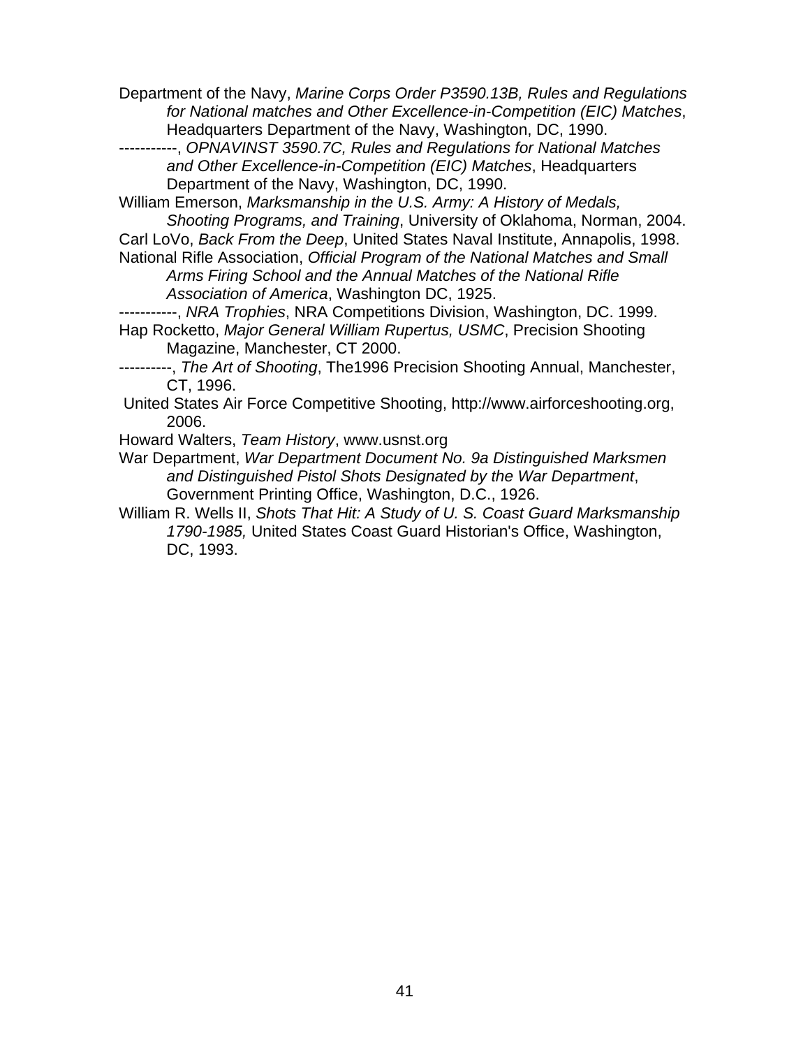Department of the Navy, *Marine Corps Order P3590.13B, Rules and Regulations for National matches and Other Excellence-in-Competition (EIC) Matches*, Headquarters Department of the Navy, Washington, DC, 1990.

-----------, *OPNAVINST 3590.7C, Rules and Regulations for National Matches and Other Excellence-in-Competition (EIC) Matches*, Headquarters Department of the Navy, Washington, DC, 1990.

William Emerson, *Marksmanship in the U.S. Army: A History of Medals, Shooting Programs, and Training*, University of Oklahoma, Norman, 2004.

Carl LoVo, *Back From the Deep*, United States Naval Institute, Annapolis, 1998.

National Rifle Association, *Official Program of the National Matches and Small Arms Firing School and the Annual Matches of the National Rifle Association of America*, Washington DC, 1925.

-----------, *NRA Trophies*, NRA Competitions Division, Washington, DC. 1999.

Hap Rocketto, *Major General William Rupertus, USMC*, Precision Shooting Magazine, Manchester, CT 2000.

----------, *The Art of Shooting*, The1996 Precision Shooting Annual, Manchester, CT, 1996.

United States Air Force Competitive Shooting, http://www.airforceshooting.org, 2006.

Howard Walters, *Team History*, www.usnst.org

War Department, *War Department Document No. 9a Distinguished Marksmen and Distinguished Pistol Shots Designated by the War Department*, Government Printing Office, Washington, D.C., 1926.

William R. Wells II, *Shots That Hit: A Study of U. S. Coast Guard Marksmanship 1790-1985,* United States Coast Guard Historian's Office, Washington, DC, 1993.